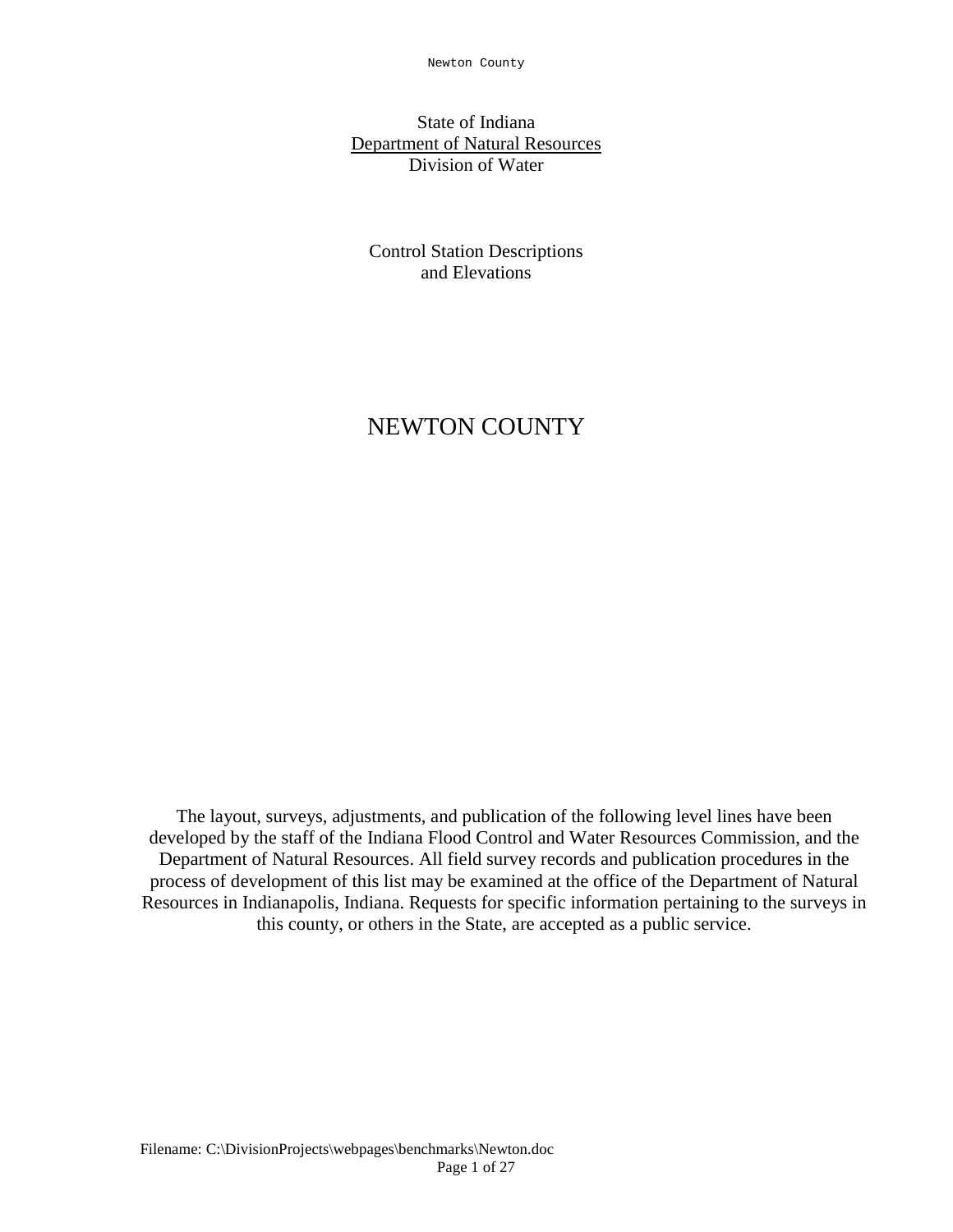State of Indiana
Department of Natural Resources
Division of Water

Control Station Descriptions
and Elevations

# NEWTON COUNTY

The layout, surveys, adjustments, and publication of the following level lines have been developed by the staff of the Indiana Flood Control and Water Resources Commission, and the Department of Natural Resources. All field survey records and publication procedures in the process of development of this list may be examined at the office of the Department of Natural Resources in Indianapolis, Indiana. Requests for specific information pertaining to the surveys in this county, or others in the State, are accepted as a public service.

Filename: C:\DivisionProjects\webpages\benchmarks\Newton.doc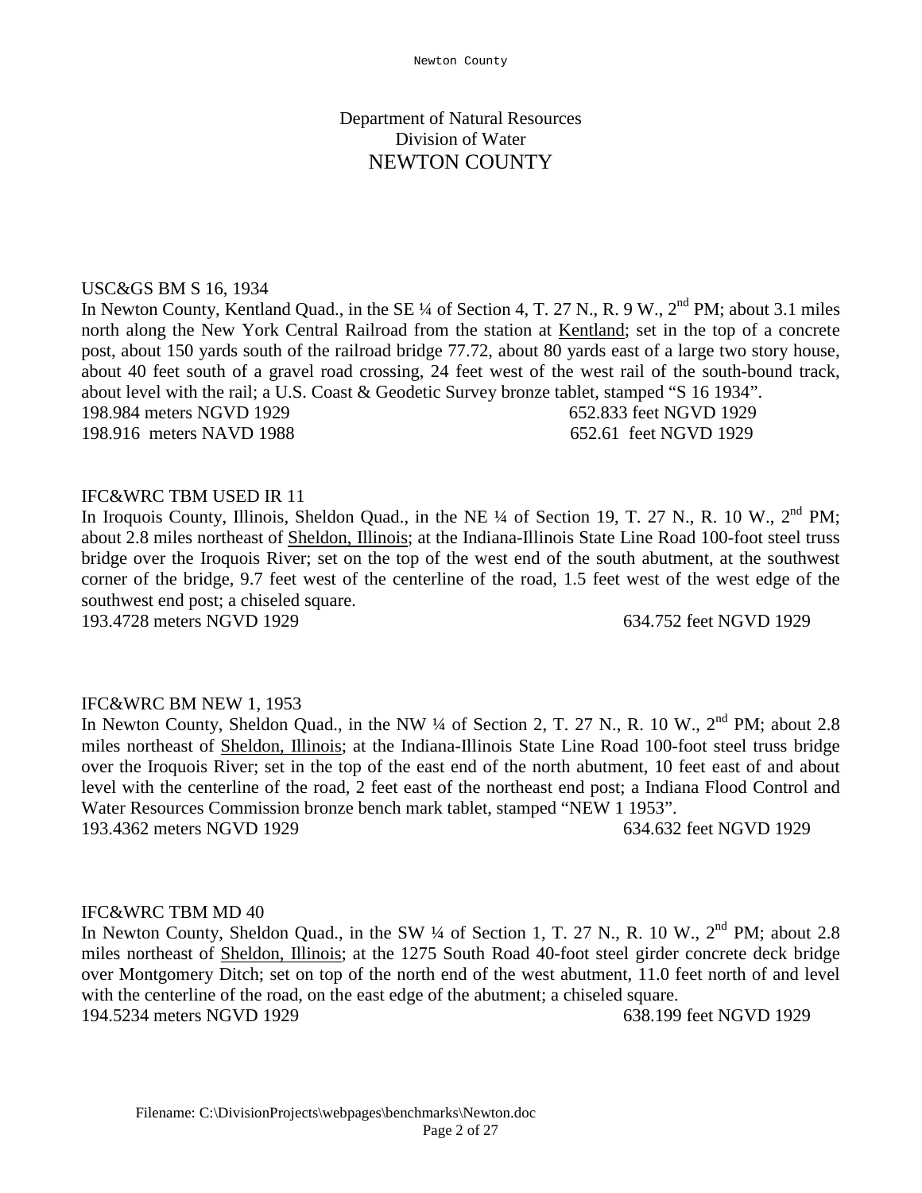Department of Natural Resources
Division of Water
NEWTON COUNTY

USC&GS BM S 16, 1934

In Newton County, Kentland Quad., in the SE ¼ of Section 4, T. 27 N., R. 9 W., 2nd PM; about 3.1 miles north along the New York Central Railroad from the station at Kentland; set in the top of a concrete post, about 150 yards south of the railroad bridge 77.72, about 80 yards east of a large two story house, about 40 feet south of a gravel road crossing, 24 feet west of the west rail of the south-bound track, about level with the rail; a U.S. Coast & Geodetic Survey bronze tablet, stamped "S 16 1934".

198.984 meters NGVD 1929 652.833 feet NGVD 1929

198.916 meters NAVD 1988 652.61 feet NGVD 1929

IFC&WRC TBM USED IR 11

In Iroquois County, Illinois, Sheldon Quad., in the NE ¼ of Section 19, T. 27 N., R. 10 W., 2nd PM; about 2.8 miles northeast of Sheldon, Illinois; at the Indiana-Illinois State Line Road 100-foot steel truss bridge over the Iroquois River; set on the top of the west end of the south abutment, at the southwest corner of the bridge, 9.7 feet west of the centerline of the road, 1.5 feet west of the west edge of the southwest end post; a chiseled square.

193.4728 meters NGVD 1929 634.752 feet NGVD 1929

IFC&WRC BM NEW 1, 1953

In Newton County, Sheldon Quad., in the NW ¼ of Section 2, T. 27 N., R. 10 W., 2nd PM; about 2.8 miles northeast of Sheldon, Illinois; at the Indiana-Illinois State Line Road 100-foot steel truss bridge over the Iroquois River; set in the top of the east end of the north abutment, 10 feet east of and about level with the centerline of the road, 2 feet east of the northeast end post; a Indiana Flood Control and Water Resources Commission bronze bench mark tablet, stamped "NEW 1 1953".

193.4362 meters NGVD 1929 634.632 feet NGVD 1929

IFC&WRC TBM MD 40

In Newton County, Sheldon Quad., in the SW ¼ of Section 1, T. 27 N., R. 10 W., 2nd PM; about 2.8 miles northeast of Sheldon, Illinois; at the 1275 South Road 40-foot steel girder concrete deck bridge over Montgomery Ditch; set on top of the north end of the west abutment, 11.0 feet north of and level with the centerline of the road, on the east edge of the abutment; a chiseled square.

194.5234 meters NGVD 1929 638.199 feet NGVD 1929

Filename: C:\DivisionProjects\webpages\benchmarks\Newton.doc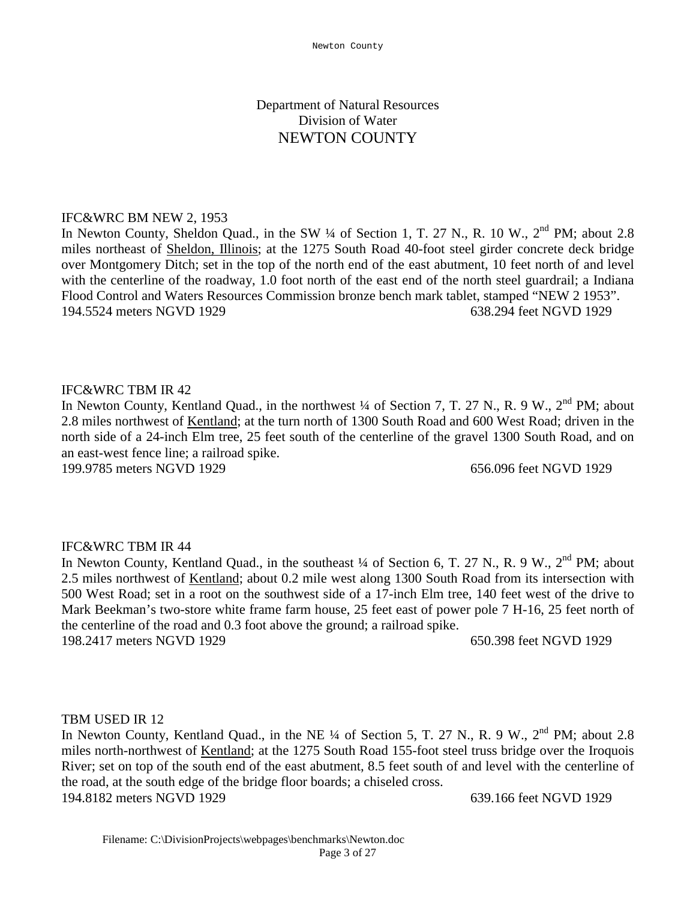# Department of Natural Resources
## Division of Water
## NEWTON COUNTY

IFC&WRC BM NEW 2, 1953
In Newton County, Sheldon Quad., in the SW ¼ of Section 1, T. 27 N., R. 10 W., 2nd PM; about 2.8 miles northeast of Sheldon, Illinois; at the 1275 South Road 40-foot steel girder concrete deck bridge over Montgomery Ditch; set in the top of the north end of the east abutment, 10 feet north of and level with the centerline of the roadway, 1.0 foot north of the east end of the north steel guardrail; a Indiana Flood Control and Waters Resources Commission bronze bench mark tablet, stamped "NEW 2 1953".
194.5524 meters NGVD 1929 638.294 feet NGVD 1929

IFC&WRC TBM IR 42
In Newton County, Kentland Quad., in the northwest ¼ of Section 7, T. 27 N., R. 9 W., 2nd PM; about 2.8 miles northwest of Kentland; at the turn north of 1300 South Road and 600 West Road; driven in the north side of a 24-inch Elm tree, 25 feet south of the centerline of the gravel 1300 South Road, and on an east-west fence line; a railroad spike.
199.9785 meters NGVD 1929 656.096 feet NGVD 1929

IFC&WRC TBM IR 44
In Newton County, Kentland Quad., in the southeast ¼ of Section 6, T. 27 N., R. 9 W., 2nd PM; about 2.5 miles northwest of Kentland; about 0.2 mile west along 1300 South Road from its intersection with 500 West Road; set in a root on the southwest side of a 17-inch Elm tree, 140 feet west of the drive to Mark Beekman's two-store white frame farm house, 25 feet east of power pole 7 H-16, 25 feet north of the centerline of the road and 0.3 foot above the ground; a railroad spike.
198.2417 meters NGVD 1929 650.398 feet NGVD 1929

TBM USED IR 12
In Newton County, Kentland Quad., in the NE ¼ of Section 5, T. 27 N., R. 9 W., 2nd PM; about 2.8 miles north-northwest of Kentland; at the 1275 South Road 155-foot steel truss bridge over the Iroquois River; set on top of the south end of the east abutment, 8.5 feet south of and level with the centerline of the road, at the south edge of the bridge floor boards; a chiseled cross.
194.8182 meters NGVD 1929 639.166 feet NGVD 1929

Filename: C:\DivisionProjects\webpages\benchmarks\Newton.doc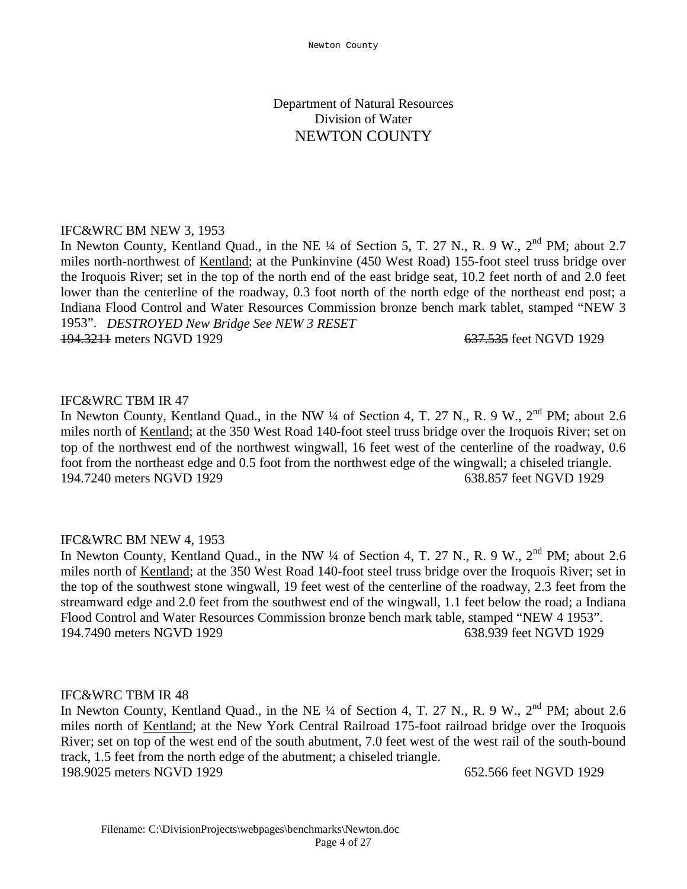# Department of Natural Resources
## Division of Water
## NEWTON COUNTY

IFC&WRC BM NEW 3, 1953

In Newton County, Kentland Quad., in the NE ¼ of Section 5, T. 27 N., R. 9 W., 2nd PM; about 2.7 miles north-northwest of Kentland; at the Punkinvine (450 West Road) 155-foot steel truss bridge over the Iroquois River; set in the top of the north end of the east bridge seat, 10.2 feet north of and 2.0 feet lower than the centerline of the roadway, 0.3 foot north of the north edge of the northeast end post; a Indiana Flood Control and Water Resources Commission bronze bench mark tablet, stamped "NEW 3 1953". *DESTROYED New Bridge See NEW 3 RESET*

~~194.3211~~ meters NGVD 1929 ~~637.535~~ feet NGVD 1929

IFC&WRC TBM IR 47

In Newton County, Kentland Quad., in the NW ¼ of Section 4, T. 27 N., R. 9 W., 2nd PM; about 2.6 miles north of Kentland; at the 350 West Road 140-foot steel truss bridge over the Iroquois River; set on top of the northwest end of the northwest wingwall, 16 feet west of the centerline of the roadway, 0.6 foot from the northeast edge and 0.5 foot from the northwest edge of the wingwall; a chiseled triangle.

194.7240 meters NGVD 1929 638.857 feet NGVD 1929

IFC&WRC BM NEW 4, 1953

In Newton County, Kentland Quad., in the NW ¼ of Section 4, T. 27 N., R. 9 W., 2nd PM; about 2.6 miles north of Kentland; at the 350 West Road 140-foot steel truss bridge over the Iroquois River; set in the top of the southwest stone wingwall, 19 feet west of the centerline of the roadway, 2.3 feet from the streamward edge and 2.0 feet from the southwest end of the wingwall, 1.1 feet below the road; a Indiana Flood Control and Water Resources Commission bronze bench mark table, stamped "NEW 4 1953".

194.7490 meters NGVD 1929 638.939 feet NGVD 1929

IFC&WRC TBM IR 48

In Newton County, Kentland Quad., in the NE ¼ of Section 4, T. 27 N., R. 9 W., 2nd PM; about 2.6 miles north of Kentland; at the New York Central Railroad 175-foot railroad bridge over the Iroquois River; set on top of the west end of the south abutment, 7.0 feet west of the west rail of the south-bound track, 1.5 feet from the north edge of the abutment; a chiseled triangle.

198.9025 meters NGVD 1929 652.566 feet NGVD 1929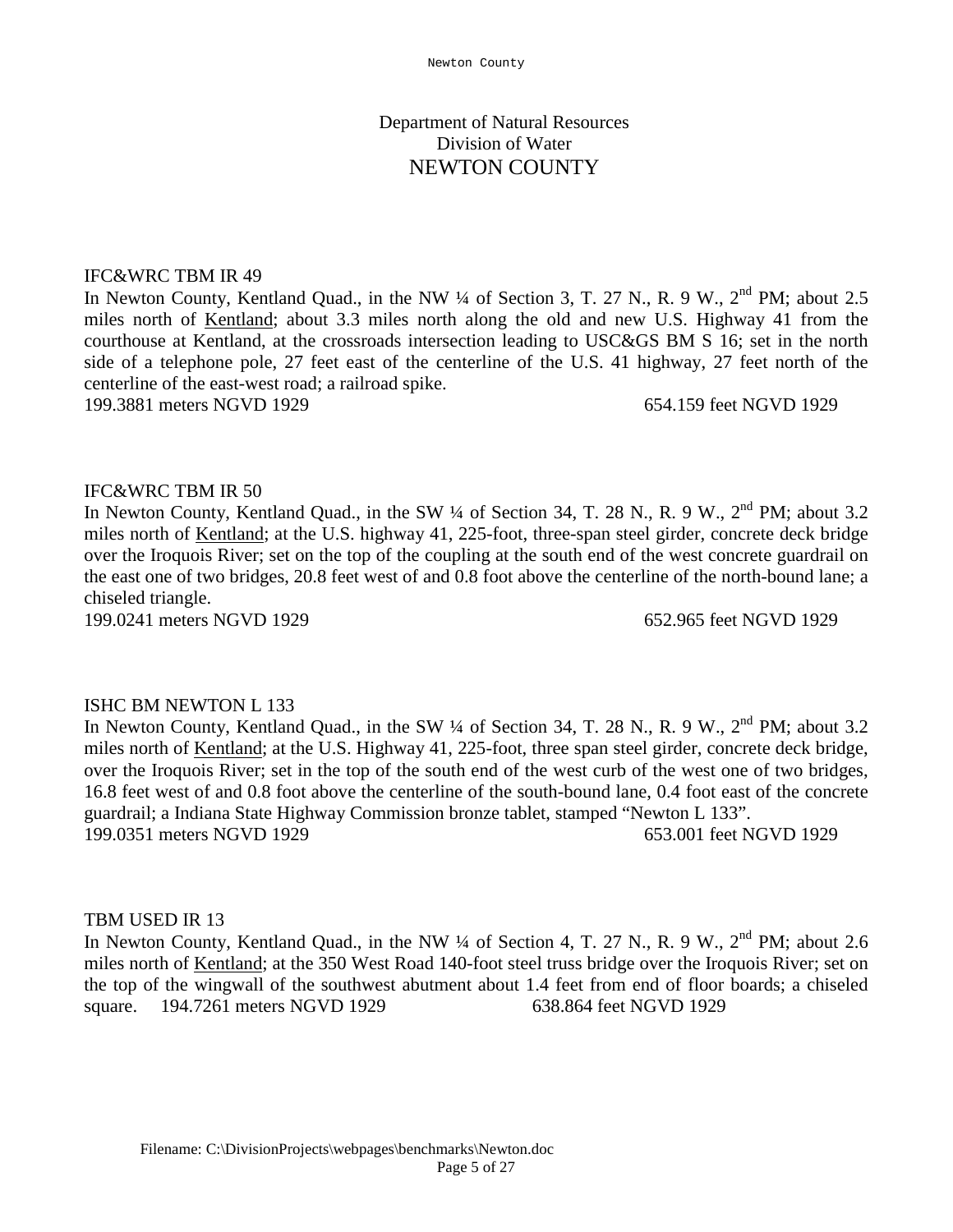Department of Natural Resources
Division of Water
NEWTON COUNTY

IFC&WRC TBM IR 49
In Newton County, Kentland Quad., in the NW ¼ of Section 3, T. 27 N., R. 9 W., 2nd PM; about 2.5 miles north of Kentland; about 3.3 miles north along the old and new U.S. Highway 41 from the courthouse at Kentland, at the crossroads intersection leading to USC&GS BM S 16; set in the north side of a telephone pole, 27 feet east of the centerline of the U.S. 41 highway, 27 feet north of the centerline of the east-west road; a railroad spike.
199.3881 meters NGVD 1929 654.159 feet NGVD 1929

IFC&WRC TBM IR 50
In Newton County, Kentland Quad., in the SW ¼ of Section 34, T. 28 N., R. 9 W., 2nd PM; about 3.2 miles north of Kentland; at the U.S. highway 41, 225-foot, three-span steel girder, concrete deck bridge over the Iroquois River; set on the top of the coupling at the south end of the west concrete guardrail on the east one of two bridges, 20.8 feet west of and 0.8 foot above the centerline of the north-bound lane; a chiseled triangle.
199.0241 meters NGVD 1929 652.965 feet NGVD 1929

ISHC BM NEWTON L 133
In Newton County, Kentland Quad., in the SW ¼ of Section 34, T. 28 N., R. 9 W., 2nd PM; about 3.2 miles north of Kentland; at the U.S. Highway 41, 225-foot, three span steel girder, concrete deck bridge, over the Iroquois River; set in the top of the south end of the west curb of the west one of two bridges, 16.8 feet west of and 0.8 foot above the centerline of the south-bound lane, 0.4 foot east of the concrete guardrail; a Indiana State Highway Commission bronze tablet, stamped "Newton L 133".
199.0351 meters NGVD 1929 653.001 feet NGVD 1929

TBM USED IR 13
In Newton County, Kentland Quad., in the NW ¼ of Section 4, T. 27 N., R. 9 W., 2nd PM; about 2.6 miles north of Kentland; at the 350 West Road 140-foot steel truss bridge over the Iroquois River; set on the top of the wingwall of the southwest abutment about 1.4 feet from end of floor boards; a chiseled square. 194.7261 meters NGVD 1929 638.864 feet NGVD 1929

Filename: C:\DivisionProjects\webpages\benchmarks\Newton.doc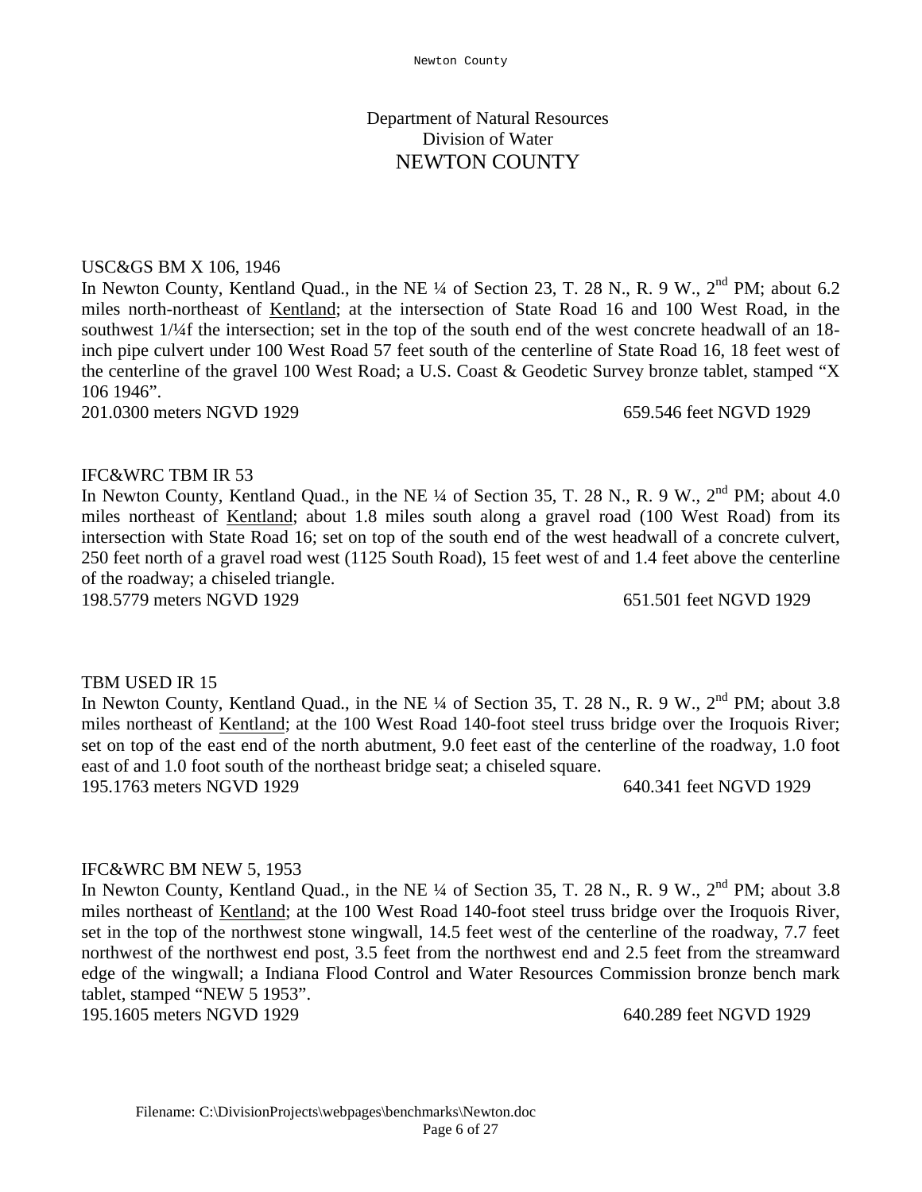Department of Natural Resources
Division of Water
NEWTON COUNTY

USC&GS BM X 106, 1946
In Newton County, Kentland Quad., in the NE ¼ of Section 23, T. 28 N., R. 9 W., 2nd PM; about 6.2 miles north-northeast of Kentland; at the intersection of State Road 16 and 100 West Road, in the southwest 1/¼f the intersection; set in the top of the south end of the west concrete headwall of an 18-inch pipe culvert under 100 West Road 57 feet south of the centerline of State Road 16, 18 feet west of the centerline of the gravel 100 West Road; a U.S. Coast & Geodetic Survey bronze tablet, stamped "X 106 1946".
201.0300 meters NGVD 1929 659.546 feet NGVD 1929

IFC&WRC TBM IR 53
In Newton County, Kentland Quad., in the NE ¼ of Section 35, T. 28 N., R. 9 W., 2nd PM; about 4.0 miles northeast of Kentland; about 1.8 miles south along a gravel road (100 West Road) from its intersection with State Road 16; set on top of the south end of the west headwall of a concrete culvert, 250 feet north of a gravel road west (1125 South Road), 15 feet west of and 1.4 feet above the centerline of the roadway; a chiseled triangle.
198.5779 meters NGVD 1929 651.501 feet NGVD 1929

TBM USED IR 15
In Newton County, Kentland Quad., in the NE ¼ of Section 35, T. 28 N., R. 9 W., 2nd PM; about 3.8 miles northeast of Kentland; at the 100 West Road 140-foot steel truss bridge over the Iroquois River; set on top of the east end of the north abutment, 9.0 feet east of the centerline of the roadway, 1.0 foot east of and 1.0 foot south of the northeast bridge seat; a chiseled square.
195.1763 meters NGVD 1929 640.341 feet NGVD 1929

IFC&WRC BM NEW 5, 1953
In Newton County, Kentland Quad., in the NE ¼ of Section 35, T. 28 N., R. 9 W., 2nd PM; about 3.8 miles northeast of Kentland; at the 100 West Road 140-foot steel truss bridge over the Iroquois River, set in the top of the northwest stone wingwall, 14.5 feet west of the centerline of the roadway, 7.7 feet northwest of the northwest end post, 3.5 feet from the northwest end and 2.5 feet from the streamward edge of the wingwall; a Indiana Flood Control and Water Resources Commission bronze bench mark tablet, stamped "NEW 5 1953".
195.1605 meters NGVD 1929 640.289 feet NGVD 1929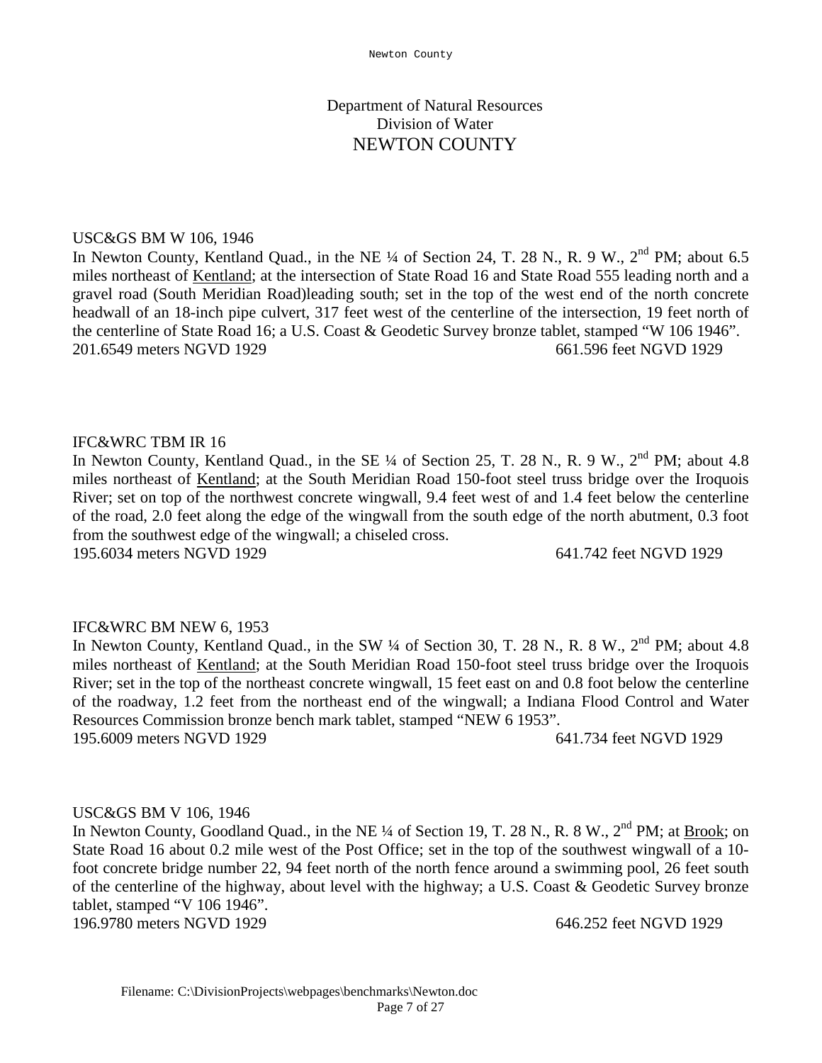# Department of Natural Resources
## Division of Water
## NEWTON COUNTY

USC&GS BM W 106, 1946
In Newton County, Kentland Quad., in the NE ¼ of Section 24, T. 28 N., R. 9 W., 2nd PM; about 6.5 miles northeast of Kentland; at the intersection of State Road 16 and State Road 555 leading north and a gravel road (South Meridian Road)leading south; set in the top of the west end of the north concrete headwall of an 18-inch pipe culvert, 317 feet west of the centerline of the intersection, 19 feet north of the centerline of State Road 16; a U.S. Coast & Geodetic Survey bronze tablet, stamped "W 106 1946".
201.6549 meters NGVD 1929 661.596 feet NGVD 1929

IFC&WRC TBM IR 16
In Newton County, Kentland Quad., in the SE ¼ of Section 25, T. 28 N., R. 9 W., 2nd PM; about 4.8 miles northeast of Kentland; at the South Meridian Road 150-foot steel truss bridge over the Iroquois River; set on top of the northwest concrete wingwall, 9.4 feet west of and 1.4 feet below the centerline of the road, 2.0 feet along the edge of the wingwall from the south edge of the north abutment, 0.3 foot from the southwest edge of the wingwall; a chiseled cross.
195.6034 meters NGVD 1929 641.742 feet NGVD 1929

IFC&WRC BM NEW 6, 1953
In Newton County, Kentland Quad., in the SW ¼ of Section 30, T. 28 N., R. 8 W., 2nd PM; about 4.8 miles northeast of Kentland; at the South Meridian Road 150-foot steel truss bridge over the Iroquois River; set in the top of the northeast concrete wingwall, 15 feet east on and 0.8 foot below the centerline of the roadway, 1.2 feet from the northeast end of the wingwall; a Indiana Flood Control and Water Resources Commission bronze bench mark tablet, stamped "NEW 6 1953".
195.6009 meters NGVD 1929 641.734 feet NGVD 1929

USC&GS BM V 106, 1946
In Newton County, Goodland Quad., in the NE ¼ of Section 19, T. 28 N., R. 8 W., 2nd PM; at Brook; on State Road 16 about 0.2 mile west of the Post Office; set in the top of the southwest wingwall of a 10-foot concrete bridge number 22, 94 feet north of the north fence around a swimming pool, 26 feet south of the centerline of the highway, about level with the highway; a U.S. Coast & Geodetic Survey bronze tablet, stamped "V 106 1946".
196.9780 meters NGVD 1929 646.252 feet NGVD 1929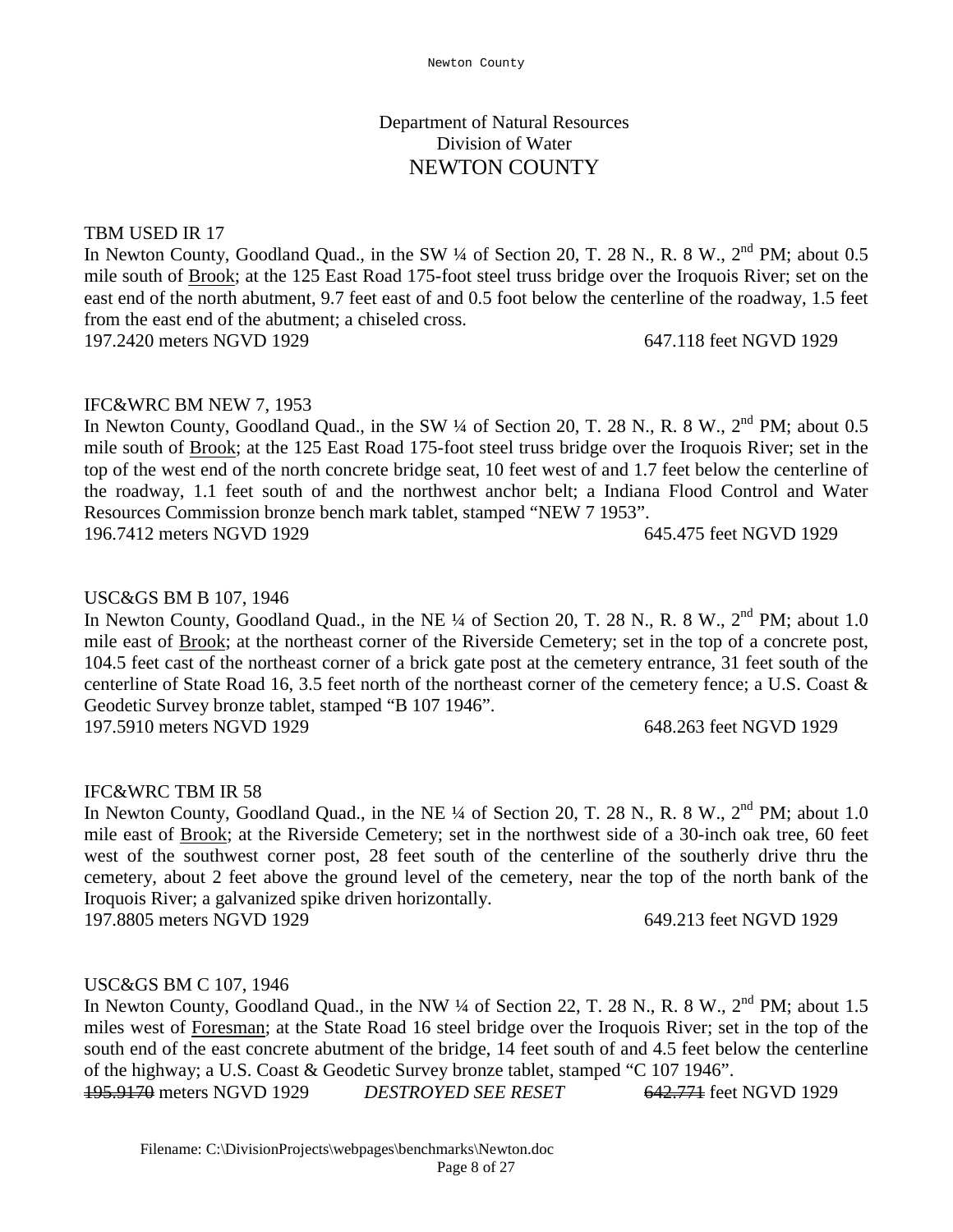# Department of Natural Resources
# Division of Water
# NEWTON COUNTY

TBM USED IR 17

In Newton County, Goodland Quad., in the SW ¼ of Section 20, T. 28 N., R. 8 W., 2nd PM; about 0.5 mile south of Brook; at the 125 East Road 175-foot steel truss bridge over the Iroquois River; set on the east end of the north abutment, 9.7 feet east of and 0.5 foot below the centerline of the roadway, 1.5 feet from the east end of the abutment; a chiseled cross.

197.2420 meters NGVD 1929 647.118 feet NGVD 1929

IFC&WRC BM NEW 7, 1953

In Newton County, Goodland Quad., in the SW ¼ of Section 20, T. 28 N., R. 8 W., 2nd PM; about 0.5 mile south of Brook; at the 125 East Road 175-foot steel truss bridge over the Iroquois River; set in the top of the west end of the north concrete bridge seat, 10 feet west of and 1.7 feet below the centerline of the roadway, 1.1 feet south of and the northwest anchor belt; a Indiana Flood Control and Water Resources Commission bronze bench mark tablet, stamped "NEW 7 1953".

196.7412 meters NGVD 1929 645.475 feet NGVD 1929

USC&GS BM B 107, 1946

In Newton County, Goodland Quad., in the NE ¼ of Section 20, T. 28 N., R. 8 W., 2nd PM; about 1.0 mile east of Brook; at the northeast corner of the Riverside Cemetery; set in the top of a concrete post, 104.5 feet cast of the northeast corner of a brick gate post at the cemetery entrance, 31 feet south of the centerline of State Road 16, 3.5 feet north of the northeast corner of the cemetery fence; a U.S. Coast & Geodetic Survey bronze tablet, stamped "B 107 1946".

197.5910 meters NGVD 1929 648.263 feet NGVD 1929

IFC&WRC TBM IR 58

In Newton County, Goodland Quad., in the NE ¼ of Section 20, T. 28 N., R. 8 W., 2nd PM; about 1.0 mile east of Brook; at the Riverside Cemetery; set in the northwest side of a 30-inch oak tree, 60 feet west of the southwest corner post, 28 feet south of the centerline of the southerly drive thru the cemetery, about 2 feet above the ground level of the cemetery, near the top of the north bank of the Iroquois River; a galvanized spike driven horizontally.

197.8805 meters NGVD 1929 649.213 feet NGVD 1929

USC&GS BM C 107, 1946

In Newton County, Goodland Quad., in the NW ¼ of Section 22, T. 28 N., R. 8 W., 2nd PM; about 1.5 miles west of Foresman; at the State Road 16 steel bridge over the Iroquois River; set in the top of the south end of the east concrete abutment of the bridge, 14 feet south of and 4.5 feet below the centerline of the highway; a U.S. Coast & Geodetic Survey bronze tablet, stamped "C 107 1946".

~~195.9170~~ meters NGVD 1929 *DESTROYED SEE RESET* ~~642.771~~ feet NGVD 1929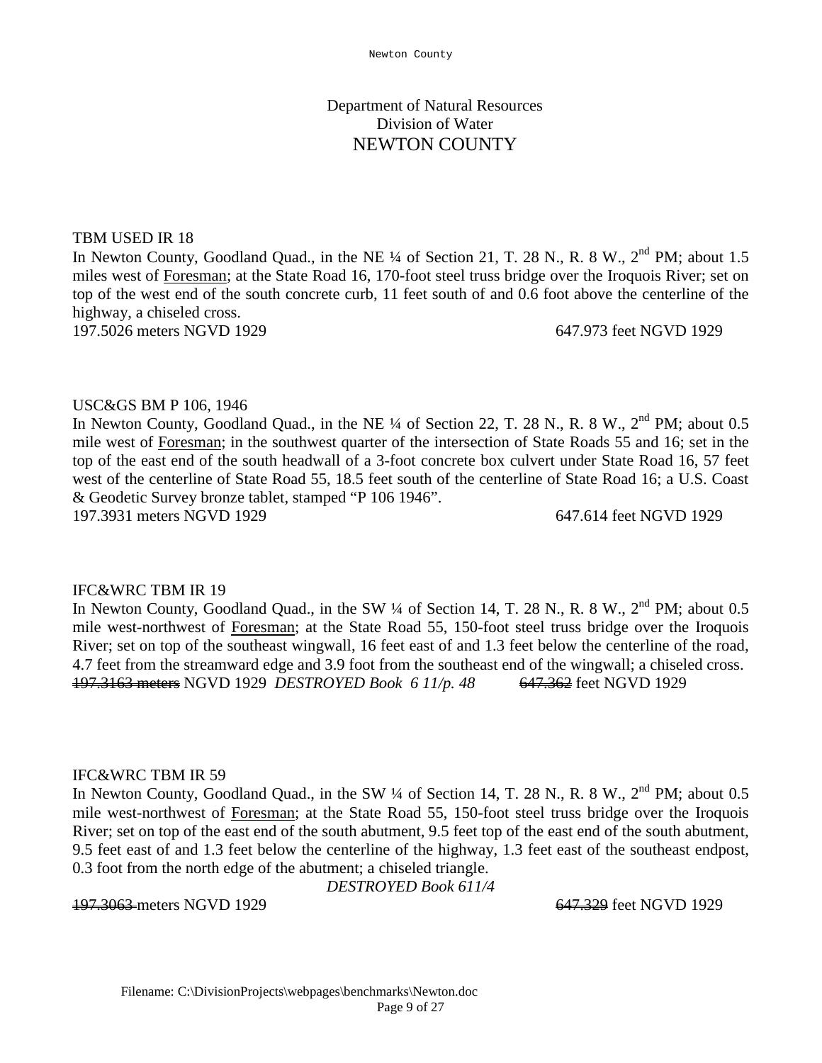Department of Natural Resources
Division of Water
NEWTON COUNTY

TBM USED IR 18

In Newton County, Goodland Quad., in the NE ¼ of Section 21, T. 28 N., R. 8 W., 2nd PM; about 1.5 miles west of Foresman; at the State Road 16, 170-foot steel truss bridge over the Iroquois River; set on top of the west end of the south concrete curb, 11 feet south of and 0.6 foot above the centerline of the highway, a chiseled cross.

197.5026 meters NGVD 1929 647.973 feet NGVD 1929

USC&GS BM P 106, 1946

In Newton County, Goodland Quad., in the NE ¼ of Section 22, T. 28 N., R. 8 W., 2nd PM; about 0.5 mile west of Foresman; in the southwest quarter of the intersection of State Roads 55 and 16; set in the top of the east end of the south headwall of a 3-foot concrete box culvert under State Road 16, 57 feet west of the centerline of State Road 55, 18.5 feet south of the centerline of State Road 16; a U.S. Coast & Geodetic Survey bronze tablet, stamped "P 106 1946".

197.3931 meters NGVD 1929 647.614 feet NGVD 1929

IFC&WRC TBM IR 19

In Newton County, Goodland Quad., in the SW ¼ of Section 14, T. 28 N., R. 8 W., 2nd PM; about 0.5 mile west-northwest of Foresman; at the State Road 55, 150-foot steel truss bridge over the Iroquois River; set on top of the southeast wingwall, 16 feet east of and 1.3 feet below the centerline of the road, 4.7 feet from the streamward edge and 3.9 foot from the southeast end of the wingwall; a chiseled cross.

~~197.3163 meters~~ NGVD 1929 *DESTROYED Book 6 11/p. 48* ~~647.362~~ feet NGVD 1929

IFC&WRC TBM IR 59

In Newton County, Goodland Quad., in the SW ¼ of Section 14, T. 28 N., R. 8 W., 2nd PM; about 0.5 mile west-northwest of Foresman; at the State Road 55, 150-foot steel truss bridge over the Iroquois River; set on top of the east end of the south abutment, 9.5 feet top of the east end of the south abutment, 9.5 feet east of and 1.3 feet below the centerline of the highway, 1.3 feet east of the southeast endpost, 0.3 foot from the north edge of the abutment; a chiseled triangle.

*DESTROYED Book 611/4*

~~197.3063~~ meters NGVD 1929 ~~647.329~~ feet NGVD 1929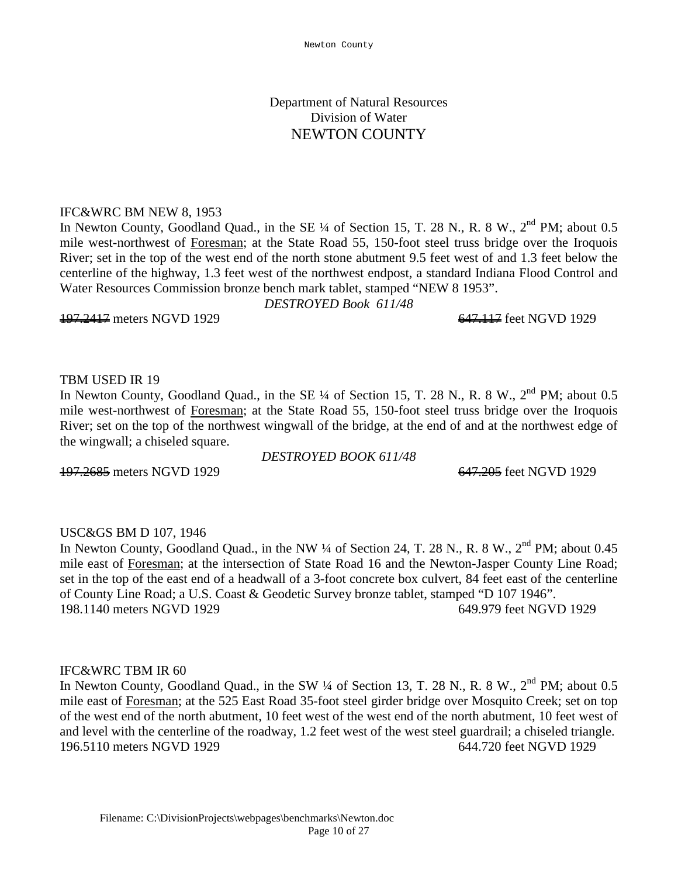# Department of Natural Resources
## Division of Water
## NEWTON COUNTY

IFC&WRC BM NEW 8, 1953
In Newton County, Goodland Quad., in the SE ¼ of Section 15, T. 28 N., R. 8 W., 2nd PM; about 0.5 mile west-northwest of Foresman; at the State Road 55, 150-foot steel truss bridge over the Iroquois River; set in the top of the west end of the north stone abutment 9.5 feet west of and 1.3 feet below the centerline of the highway, 1.3 feet west of the northwest endpost, a standard Indiana Flood Control and Water Resources Commission bronze bench mark tablet, stamped "NEW 8 1953".

*DESTROYED Book 611/48*

~~197.2417~~ meters NGVD 1929 ~~647.117~~ feet NGVD 1929

TBM USED IR 19
In Newton County, Goodland Quad., in the SE ¼ of Section 15, T. 28 N., R. 8 W., 2nd PM; about 0.5 mile west-northwest of Foresman; at the State Road 55, 150-foot steel truss bridge over the Iroquois River; set on the top of the northwest wingwall of the bridge, at the end of and at the northwest edge of the wingwall; a chiseled square.

*DESTROYED BOOK 611/48*

~~197.2685~~ meters NGVD 1929 ~~647.205~~ feet NGVD 1929

USC&GS BM D 107, 1946
In Newton County, Goodland Quad., in the NW ¼ of Section 24, T. 28 N., R. 8 W., 2nd PM; about 0.45 mile east of Foresman; at the intersection of State Road 16 and the Newton-Jasper County Line Road; set in the top of the east end of a headwall of a 3-foot concrete box culvert, 84 feet east of the centerline of County Line Road; a U.S. Coast & Geodetic Survey bronze tablet, stamped "D 107 1946".
198.1140 meters NGVD 1929 649.979 feet NGVD 1929

IFC&WRC TBM IR 60
In Newton County, Goodland Quad., in the SW ¼ of Section 13, T. 28 N., R. 8 W., 2nd PM; about 0.5 mile east of Foresman; at the 525 East Road 35-foot steel girder bridge over Mosquito Creek; set on top of the west end of the north abutment, 10 feet west of the west end of the north abutment, 10 feet west of and level with the centerline of the roadway, 1.2 feet west of the west steel guardrail; a chiseled triangle.
196.5110 meters NGVD 1929 644.720 feet NGVD 1929

Filename: C:\DivisionProjects\webpages\benchmarks\Newton.doc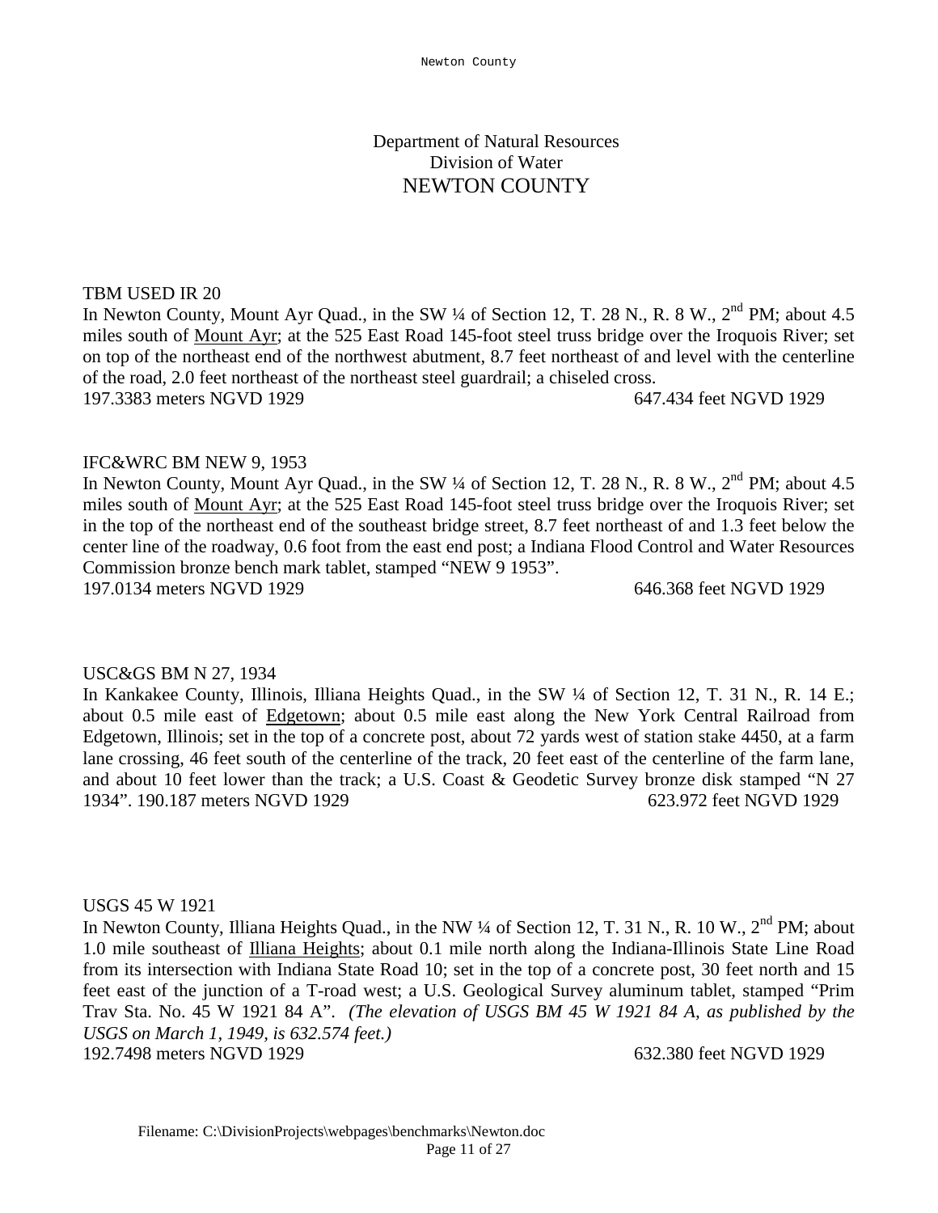Department of Natural Resources
Division of Water
NEWTON COUNTY

TBM USED IR 20
In Newton County, Mount Ayr Quad., in the SW ¼ of Section 12, T. 28 N., R. 8 W., 2nd PM; about 4.5 miles south of Mount Ayr; at the 525 East Road 145-foot steel truss bridge over the Iroquois River; set on top of the northeast end of the northwest abutment, 8.7 feet northeast of and level with the centerline of the road, 2.0 feet northeast of the northeast steel guardrail; a chiseled cross.
197.3383 meters NGVD 1929 647.434 feet NGVD 1929

IFC&WRC BM NEW 9, 1953
In Newton County, Mount Ayr Quad., in the SW ¼ of Section 12, T. 28 N., R. 8 W., 2nd PM; about 4.5 miles south of Mount Ayr; at the 525 East Road 145-foot steel truss bridge over the Iroquois River; set in the top of the northeast end of the southeast bridge street, 8.7 feet northeast of and 1.3 feet below the center line of the roadway, 0.6 foot from the east end post; a Indiana Flood Control and Water Resources Commission bronze bench mark tablet, stamped "NEW 9 1953".
197.0134 meters NGVD 1929 646.368 feet NGVD 1929

USC&GS BM N 27, 1934
In Kankakee County, Illinois, Illiana Heights Quad., in the SW ¼ of Section 12, T. 31 N., R. 14 E.; about 0.5 mile east of Edgetown; about 0.5 mile east along the New York Central Railroad from Edgetown, Illinois; set in the top of a concrete post, about 72 yards west of station stake 4450, at a farm lane crossing, 46 feet south of the centerline of the track, 20 feet east of the centerline of the farm lane, and about 10 feet lower than the track; a U.S. Coast & Geodetic Survey bronze disk stamped "N 27 1934". 190.187 meters NGVD 1929 623.972 feet NGVD 1929

USGS 45 W 1921
In Newton County, Illiana Heights Quad., in the NW ¼ of Section 12, T. 31 N., R. 10 W., 2nd PM; about 1.0 mile southeast of Illiana Heights; about 0.1 mile north along the Indiana-Illinois State Line Road from its intersection with Indiana State Road 10; set in the top of a concrete post, 30 feet north and 15 feet east of the junction of a T-road west; a U.S. Geological Survey aluminum tablet, stamped "Prim Trav Sta. No. 45 W 1921 84 A". *(The elevation of USGS BM 45 W 1921 84 A, as published by the USGS on March 1, 1949, is 632.574 feet.)*
192.7498 meters NGVD 1929 632.380 feet NGVD 1929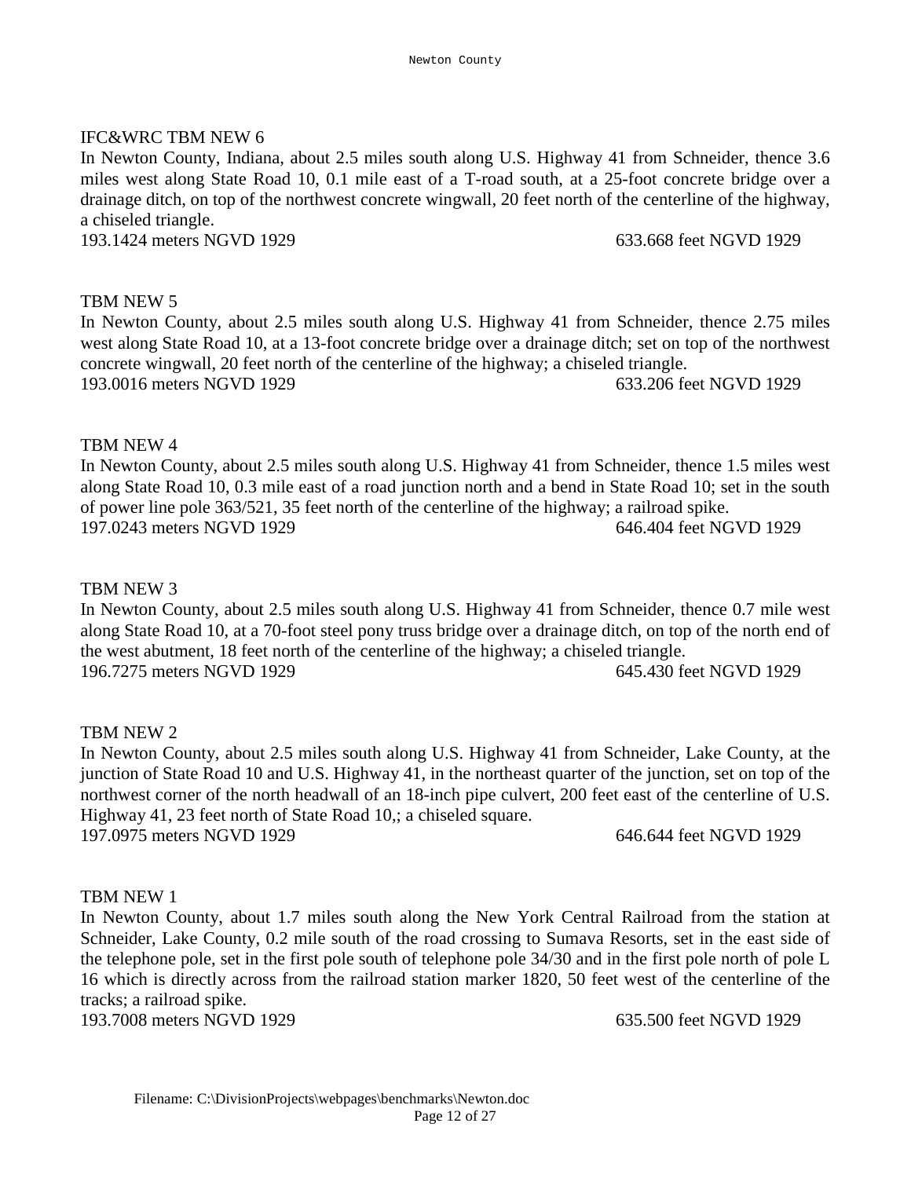IFC&WRC TBM NEW 6

In Newton County, Indiana, about 2.5 miles south along U.S. Highway 41 from Schneider, thence 3.6 miles west along State Road 10, 0.1 mile east of a T-road south, at a 25-foot concrete bridge over a drainage ditch, on top of the northwest concrete wingwall, 20 feet north of the centerline of the highway, a chiseled triangle.

193.1424 meters NGVD 1929 633.668 feet NGVD 1929

TBM NEW 5

In Newton County, about 2.5 miles south along U.S. Highway 41 from Schneider, thence 2.75 miles west along State Road 10, at a 13-foot concrete bridge over a drainage ditch; set on top of the northwest concrete wingwall, 20 feet north of the centerline of the highway; a chiseled triangle.

193.0016 meters NGVD 1929 633.206 feet NGVD 1929

TBM NEW 4

In Newton County, about 2.5 miles south along U.S. Highway 41 from Schneider, thence 1.5 miles west along State Road 10, 0.3 mile east of a road junction north and a bend in State Road 10; set in the south of power line pole 363/521, 35 feet north of the centerline of the highway; a railroad spike.

197.0243 meters NGVD 1929 646.404 feet NGVD 1929

TBM NEW 3

In Newton County, about 2.5 miles south along U.S. Highway 41 from Schneider, thence 0.7 mile west along State Road 10, at a 70-foot steel pony truss bridge over a drainage ditch, on top of the north end of the west abutment, 18 feet north of the centerline of the highway; a chiseled triangle.

196.7275 meters NGVD 1929 645.430 feet NGVD 1929

TBM NEW 2

In Newton County, about 2.5 miles south along U.S. Highway 41 from Schneider, Lake County, at the junction of State Road 10 and U.S. Highway 41, in the northeast quarter of the junction, set on top of the northwest corner of the north headwall of an 18-inch pipe culvert, 200 feet east of the centerline of U.S. Highway 41, 23 feet north of State Road 10,; a chiseled square.

197.0975 meters NGVD 1929 646.644 feet NGVD 1929

TBM NEW 1

In Newton County, about 1.7 miles south along the New York Central Railroad from the station at Schneider, Lake County, 0.2 mile south of the road crossing to Sumava Resorts, set in the east side of the telephone pole, set in the first pole south of telephone pole 34/30 and in the first pole north of pole L 16 which is directly across from the railroad station marker 1820, 50 feet west of the centerline of the tracks; a railroad spike.

193.7008 meters NGVD 1929 635.500 feet NGVD 1929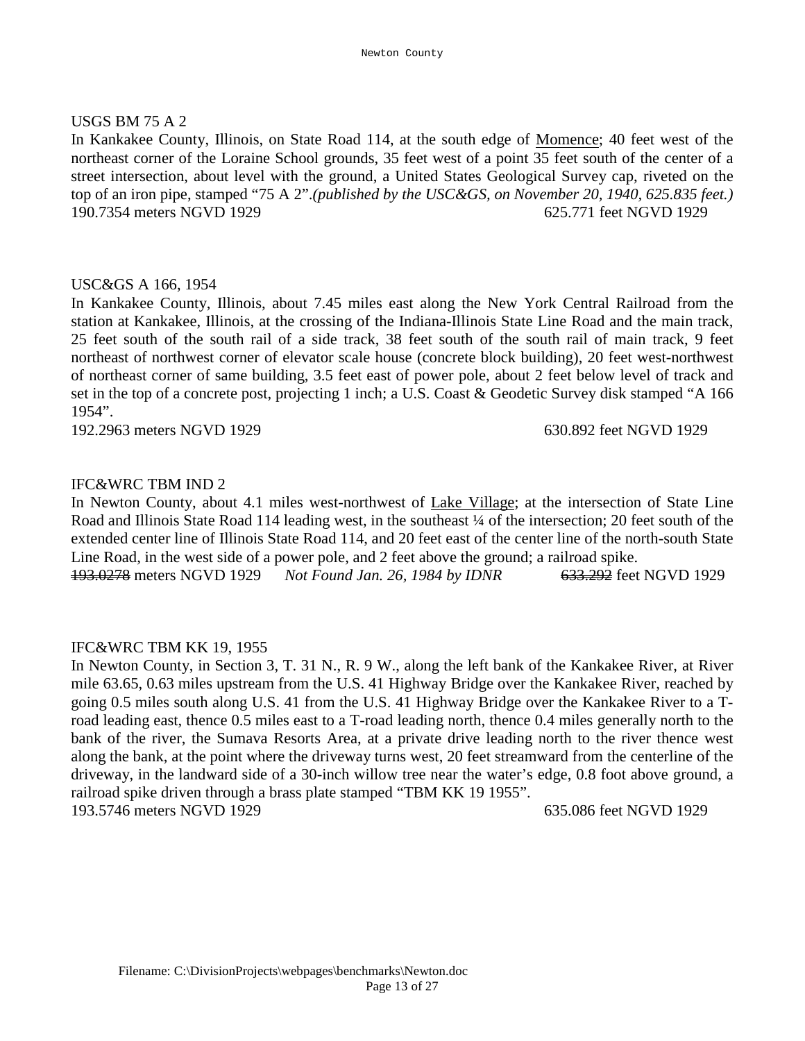USGS BM 75 A 2

In Kankakee County, Illinois, on State Road 114, at the south edge of Momence; 40 feet west of the northeast corner of the Loraine School grounds, 35 feet west of a point 35 feet south of the center of a street intersection, about level with the ground, a United States Geological Survey cap, riveted on the top of an iron pipe, stamped “75 A 2”.*(published by the USC&GS, on November 20, 1940, 625.835 feet.)*

190.7354 meters NGVD 1929 625.771 feet NGVD 1929

USC&GS A 166, 1954

In Kankakee County, Illinois, about 7.45 miles east along the New York Central Railroad from the station at Kankakee, Illinois, at the crossing of the Indiana-Illinois State Line Road and the main track, 25 feet south of the south rail of a side track, 38 feet south of the south rail of main track, 9 feet northeast of northwest corner of elevator scale house (concrete block building), 20 feet west-northwest of northeast corner of same building, 3.5 feet east of power pole, about 2 feet below level of track and set in the top of a concrete post, projecting 1 inch; a U.S. Coast & Geodetic Survey disk stamped “A 166 1954”.

192.2963 meters NGVD 1929 630.892 feet NGVD 1929

IFC&WRC TBM IND 2

In Newton County, about 4.1 miles west-northwest of Lake Village; at the intersection of State Line Road and Illinois State Road 114 leading west, in the southeast ¼ of the intersection; 20 feet south of the extended center line of Illinois State Road 114, and 20 feet east of the center line of the north-south State Line Road, in the west side of a power pole, and 2 feet above the ground; a railroad spike.

~~193.0278~~ meters NGVD 1929 *Not Found Jan. 26, 1984 by IDNR* ~~633.292~~ feet NGVD 1929

IFC&WRC TBM KK 19, 1955

In Newton County, in Section 3, T. 31 N., R. 9 W., along the left bank of the Kankakee River, at River mile 63.65, 0.63 miles upstream from the U.S. 41 Highway Bridge over the Kankakee River, reached by going 0.5 miles south along U.S. 41 from the U.S. 41 Highway Bridge over the Kankakee River to a T-road leading east, thence 0.5 miles east to a T-road leading north, thence 0.4 miles generally north to the bank of the river, the Sumava Resorts Area, at a private drive leading north to the river thence west along the bank, at the point where the driveway turns west, 20 feet streamward from the centerline of the driveway, in the landward side of a 30-inch willow tree near the water’s edge, 0.8 foot above ground, a railroad spike driven through a brass plate stamped “TBM KK 19 1955”.

193.5746 meters NGVD 1929 635.086 feet NGVD 1929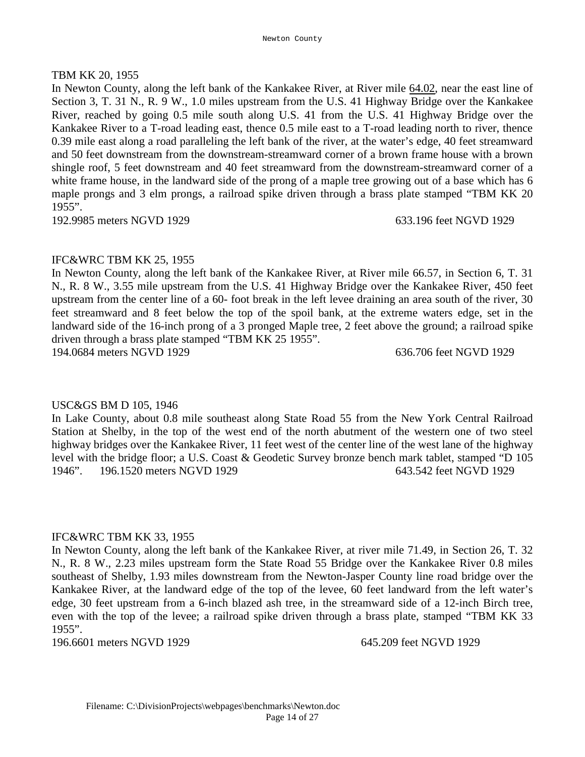TBM KK 20, 1955

In Newton County, along the left bank of the Kankakee River, at River mile 64.02, near the east line of Section 3, T. 31 N., R. 9 W., 1.0 miles upstream from the U.S. 41 Highway Bridge over the Kankakee River, reached by going 0.5 mile south along U.S. 41 from the U.S. 41 Highway Bridge over the Kankakee River to a T-road leading east, thence 0.5 mile east to a T-road leading north to river, thence 0.39 mile east along a road paralleling the left bank of the river, at the water's edge, 40 feet streamward and 50 feet downstream from the downstream-streamward corner of a brown frame house with a brown shingle roof, 5 feet downstream and 40 feet streamward from the downstream-streamward corner of a white frame house, in the landward side of the prong of a maple tree growing out of a base which has 6 maple prongs and 3 elm prongs, a railroad spike driven through a brass plate stamped "TBM KK 20 1955".

192.9985 meters NGVD 1929 633.196 feet NGVD 1929

IFC&WRC TBM KK 25, 1955

In Newton County, along the left bank of the Kankakee River, at River mile 66.57, in Section 6, T. 31 N., R. 8 W., 3.55 mile upstream from the U.S. 41 Highway Bridge over the Kankakee River, 450 feet upstream from the center line of a 60- foot break in the left levee draining an area south of the river, 30 feet streamward and 8 feet below the top of the spoil bank, at the extreme waters edge, set in the landward side of the 16-inch prong of a 3 pronged Maple tree, 2 feet above the ground; a railroad spike driven through a brass plate stamped "TBM KK 25 1955".

194.0684 meters NGVD 1929 636.706 feet NGVD 1929

USC&GS BM D 105, 1946

In Lake County, about 0.8 mile southeast along State Road 55 from the New York Central Railroad Station at Shelby, in the top of the west end of the north abutment of the western one of two steel highway bridges over the Kankakee River, 11 feet west of the center line of the west lane of the highway level with the bridge floor; a U.S. Coast & Geodetic Survey bronze bench mark tablet, stamped "D 105 1946". 196.1520 meters NGVD 1929 643.542 feet NGVD 1929

IFC&WRC TBM KK 33, 1955

In Newton County, along the left bank of the Kankakee River, at river mile 71.49, in Section 26, T. 32 N., R. 8 W., 2.23 miles upstream form the State Road 55 Bridge over the Kankakee River 0.8 miles southeast of Shelby, 1.93 miles downstream from the Newton-Jasper County line road bridge over the Kankakee River, at the landward edge of the top of the levee, 60 feet landward from the left water's edge, 30 feet upstream from a 6-inch blazed ash tree, in the streamward side of a 12-inch Birch tree, even with the top of the levee; a railroad spike driven through a brass plate, stamped "TBM KK 33 1955".

196.6601 meters NGVD 1929 645.209 feet NGVD 1929

Filename: C:\DivisionProjects\webpages\benchmarks\Newton.doc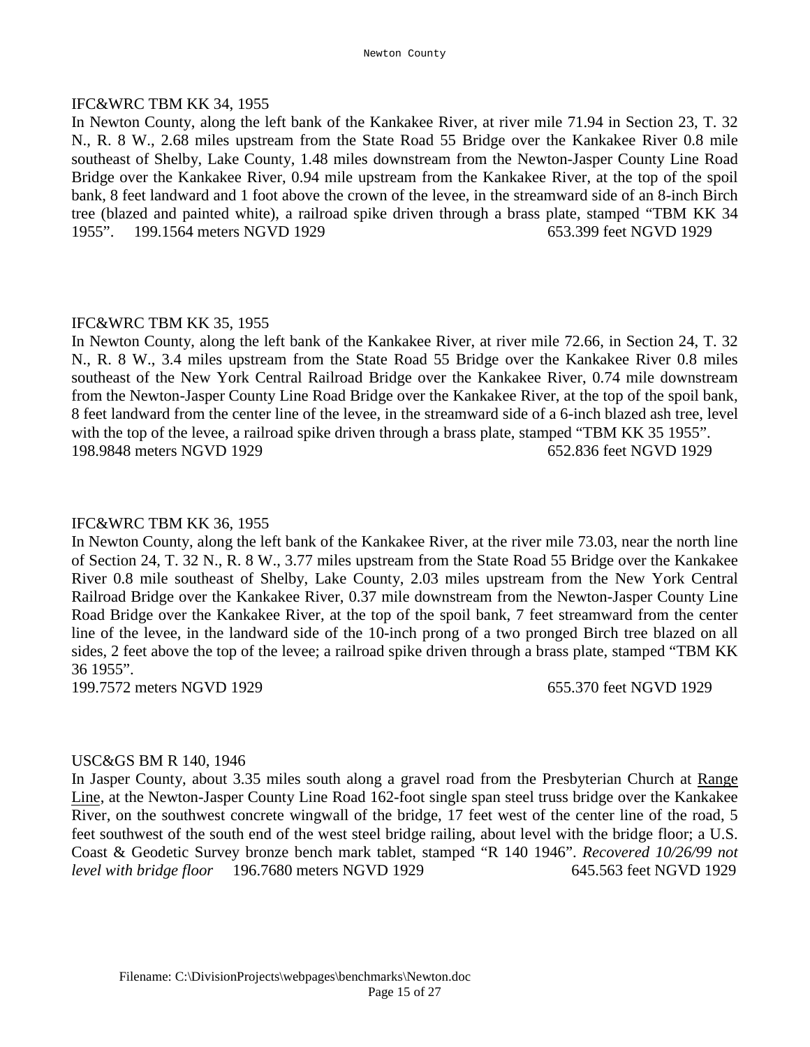IFC&WRC TBM KK 34, 1955
In Newton County, along the left bank of the Kankakee River, at river mile 71.94 in Section 23, T. 32 N., R. 8 W., 2.68 miles upstream from the State Road 55 Bridge over the Kankakee River 0.8 mile southeast of Shelby, Lake County, 1.48 miles downstream from the Newton-Jasper County Line Road Bridge over the Kankakee River, 0.94 mile upstream from the Kankakee River, at the top of the spoil bank, 8 feet landward and 1 foot above the crown of the levee, in the streamward side of an 8-inch Birch tree (blazed and painted white), a railroad spike driven through a brass plate, stamped "TBM KK 34 1955". 199.1564 meters NGVD 1929 653.399 feet NGVD 1929

IFC&WRC TBM KK 35, 1955
In Newton County, along the left bank of the Kankakee River, at river mile 72.66, in Section 24, T. 32 N., R. 8 W., 3.4 miles upstream from the State Road 55 Bridge over the Kankakee River 0.8 miles southeast of the New York Central Railroad Bridge over the Kankakee River, 0.74 mile downstream from the Newton-Jasper County Line Road Bridge over the Kankakee River, at the top of the spoil bank, 8 feet landward from the center line of the levee, in the streamward side of a 6-inch blazed ash tree, level with the top of the levee, a railroad spike driven through a brass plate, stamped "TBM KK 35 1955".
198.9848 meters NGVD 1929 652.836 feet NGVD 1929

IFC&WRC TBM KK 36, 1955
In Newton County, along the left bank of the Kankakee River, at the river mile 73.03, near the north line of Section 24, T. 32 N., R. 8 W., 3.77 miles upstream from the State Road 55 Bridge over the Kankakee River 0.8 mile southeast of Shelby, Lake County, 2.03 miles upstream from the New York Central Railroad Bridge over the Kankakee River, 0.37 mile downstream from the Newton-Jasper County Line Road Bridge over the Kankakee River, at the top of the spoil bank, 7 feet streamward from the center line of the levee, in the landward side of the 10-inch prong of a two pronged Birch tree blazed on all sides, 2 feet above the top of the levee; a railroad spike driven through a brass plate, stamped "TBM KK 36 1955".
199.7572 meters NGVD 1929 655.370 feet NGVD 1929

USC&GS BM R 140, 1946
In Jasper County, about 3.35 miles south along a gravel road from the Presbyterian Church at Range Line, at the Newton-Jasper County Line Road 162-foot single span steel truss bridge over the Kankakee River, on the southwest concrete wingwall of the bridge, 17 feet west of the center line of the road, 5 feet southwest of the south end of the west steel bridge railing, about level with the bridge floor; a U.S. Coast & Geodetic Survey bronze bench mark tablet, stamped "R 140 1946". *Recovered 10/26/99 not level with bridge floor* 196.7680 meters NGVD 1929 645.563 feet NGVD 1929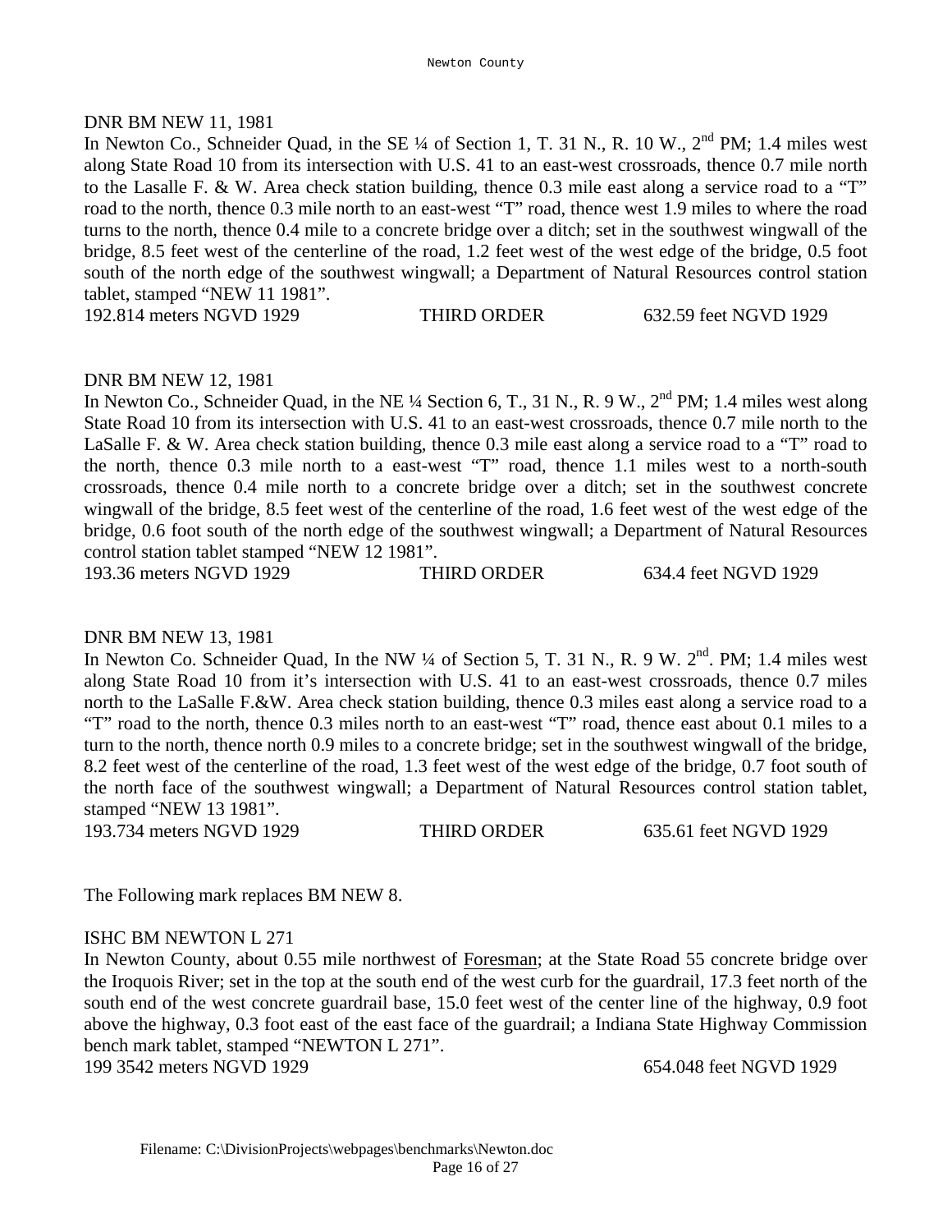DNR BM NEW 11, 1981

In Newton Co., Schneider Quad, in the SE ¼ of Section 1, T. 31 N., R. 10 W., 2nd PM; 1.4 miles west along State Road 10 from its intersection with U.S. 41 to an east-west crossroads, thence 0.7 mile north to the Lasalle F. & W. Area check station building, thence 0.3 mile east along a service road to a "T" road to the north, thence 0.3 mile north to an east-west "T" road, thence west 1.9 miles to where the road turns to the north, thence 0.4 mile to a concrete bridge over a ditch; set in the southwest wingwall of the bridge, 8.5 feet west of the centerline of the road, 1.2 feet west of the west edge of the bridge, 0.5 foot south of the north edge of the southwest wingwall; a Department of Natural Resources control station tablet, stamped "NEW 11 1981".

192.814 meters NGVD 1929 THIRD ORDER 632.59 feet NGVD 1929

DNR BM NEW 12, 1981

In Newton Co., Schneider Quad, in the NE ¼ Section 6, T., 31 N., R. 9 W., 2nd PM; 1.4 miles west along State Road 10 from its intersection with U.S. 41 to an east-west crossroads, thence 0.7 mile north to the LaSalle F. & W. Area check station building, thence 0.3 mile east along a service road to a "T" road to the north, thence 0.3 mile north to a east-west "T" road, thence 1.1 miles west to a north-south crossroads, thence 0.4 mile north to a concrete bridge over a ditch; set in the southwest concrete wingwall of the bridge, 8.5 feet west of the centerline of the road, 1.6 feet west of the west edge of the bridge, 0.6 foot south of the north edge of the southwest wingwall; a Department of Natural Resources control station tablet stamped "NEW 12 1981".

193.36 meters NGVD 1929 THIRD ORDER 634.4 feet NGVD 1929

DNR BM NEW 13, 1981

In Newton Co. Schneider Quad, In the NW ¼ of Section 5, T. 31 N., R. 9 W. 2nd. PM; 1.4 miles west along State Road 10 from it's intersection with U.S. 41 to an east-west crossroads, thence 0.7 miles north to the LaSalle F.&W. Area check station building, thence 0.3 miles east along a service road to a "T" road to the north, thence 0.3 miles north to an east-west "T" road, thence east about 0.1 miles to a turn to the north, thence north 0.9 miles to a concrete bridge; set in the southwest wingwall of the bridge, 8.2 feet west of the centerline of the road, 1.3 feet west of the west edge of the bridge, 0.7 foot south of the north face of the southwest wingwall; a Department of Natural Resources control station tablet, stamped "NEW 13 1981".

193.734 meters NGVD 1929 THIRD ORDER 635.61 feet NGVD 1929

The Following mark replaces BM NEW 8.

ISHC BM NEWTON L 271

In Newton County, about 0.55 mile northwest of Foresman; at the State Road 55 concrete bridge over the Iroquois River; set in the top at the south end of the west curb for the guardrail, 17.3 feet north of the south end of the west concrete guardrail base, 15.0 feet west of the center line of the highway, 0.9 foot above the highway, 0.3 foot east of the east face of the guardrail; a Indiana State Highway Commission bench mark tablet, stamped "NEWTON L 271".

199 3542 meters NGVD 1929 654.048 feet NGVD 1929

Filename: C:\DivisionProjects\webpages\benchmarks\Newton.doc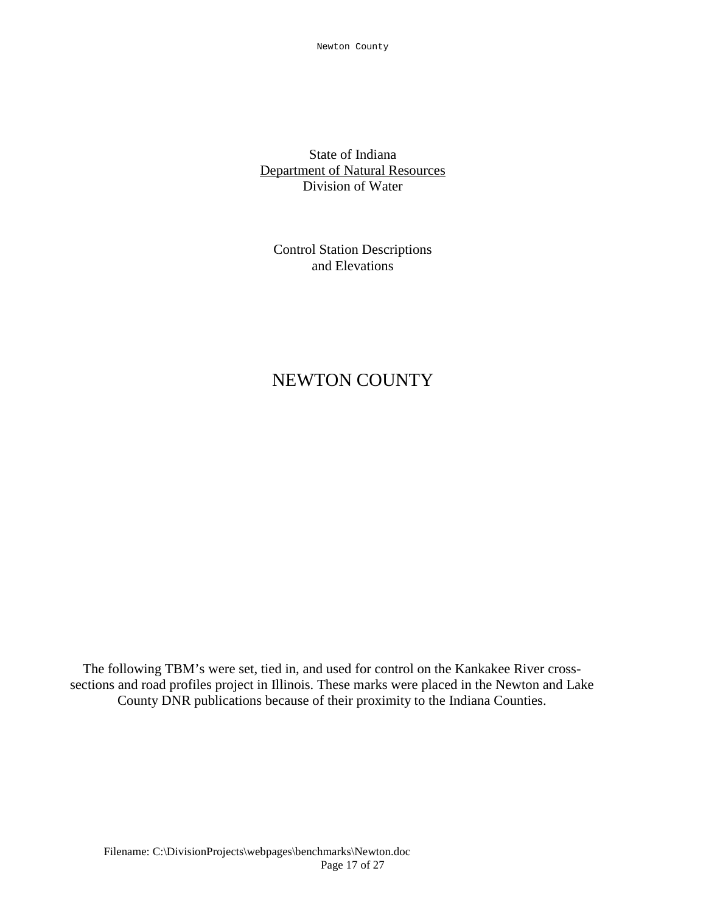State of Indiana
<u>Department of Natural Resources</u>
Division of Water

Control Station Descriptions
and Elevations

# NEWTON COUNTY

The following TBM's were set, tied in, and used for control on the Kankakee River cross-sections and road profiles project in Illinois. These marks were placed in the Newton and Lake County DNR publications because of their proximity to the Indiana Counties.

Filename: C:\DivisionProjects\webpages\benchmarks\Newton.doc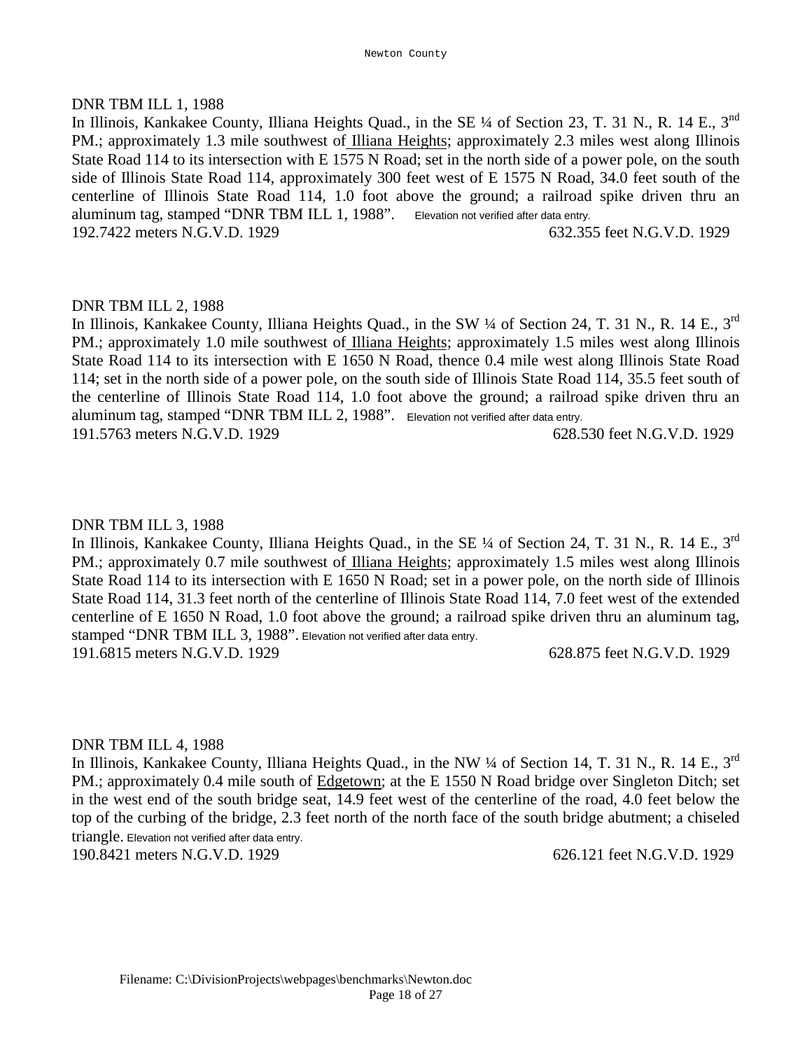DNR TBM ILL 1, 1988

In Illinois, Kankakee County, Illiana Heights Quad., in the SE ¼ of Section 23, T. 31 N., R. 14 E., 3rd PM.; approximately 1.3 mile southwest of Illiana Heights; approximately 2.3 miles west along Illinois State Road 114 to its intersection with E 1575 N Road; set in the north side of a power pole, on the south side of Illinois State Road 114, approximately 300 feet west of E 1575 N Road, 34.0 feet south of the centerline of Illinois State Road 114, 1.0 foot above the ground; a railroad spike driven thru an aluminum tag, stamped "DNR TBM ILL 1, 1988". Elevation not verified after data entry.

192.7422 meters N.G.V.D. 1929 632.355 feet N.G.V.D. 1929

DNR TBM ILL 2, 1988

In Illinois, Kankakee County, Illiana Heights Quad., in the SW ¼ of Section 24, T. 31 N., R. 14 E., 3rd PM.; approximately 1.0 mile southwest of Illiana Heights; approximately 1.5 miles west along Illinois State Road 114 to its intersection with E 1650 N Road, thence 0.4 mile west along Illinois State Road 114; set in the north side of a power pole, on the south side of Illinois State Road 114, 35.5 feet south of the centerline of Illinois State Road 114, 1.0 foot above the ground; a railroad spike driven thru an aluminum tag, stamped "DNR TBM ILL 2, 1988". Elevation not verified after data entry.

191.5763 meters N.G.V.D. 1929 628.530 feet N.G.V.D. 1929

DNR TBM ILL 3, 1988

In Illinois, Kankakee County, Illiana Heights Quad., in the SE ¼ of Section 24, T. 31 N., R. 14 E., 3rd PM.; approximately 0.7 mile southwest of Illiana Heights; approximately 1.5 miles west along Illinois State Road 114 to its intersection with E 1650 N Road; set in a power pole, on the north side of Illinois State Road 114, 31.3 feet north of the centerline of Illinois State Road 114, 7.0 feet west of the extended centerline of E 1650 N Road, 1.0 foot above the ground; a railroad spike driven thru an aluminum tag, stamped "DNR TBM ILL 3, 1988". Elevation not verified after data entry.

191.6815 meters N.G.V.D. 1929 628.875 feet N.G.V.D. 1929

DNR TBM ILL 4, 1988

In Illinois, Kankakee County, Illiana Heights Quad., in the NW ¼ of Section 14, T. 31 N., R. 14 E., 3rd PM.; approximately 0.4 mile south of Edgetown; at the E 1550 N Road bridge over Singleton Ditch; set in the west end of the south bridge seat, 14.9 feet west of the centerline of the road, 4.0 feet below the top of the curbing of the bridge, 2.3 feet north of the north face of the south bridge abutment; a chiseled triangle. Elevation not verified after data entry.

190.8421 meters N.G.V.D. 1929 626.121 feet N.G.V.D. 1929

Filename: C:\DivisionProjects\webpages\benchmarks\Newton.doc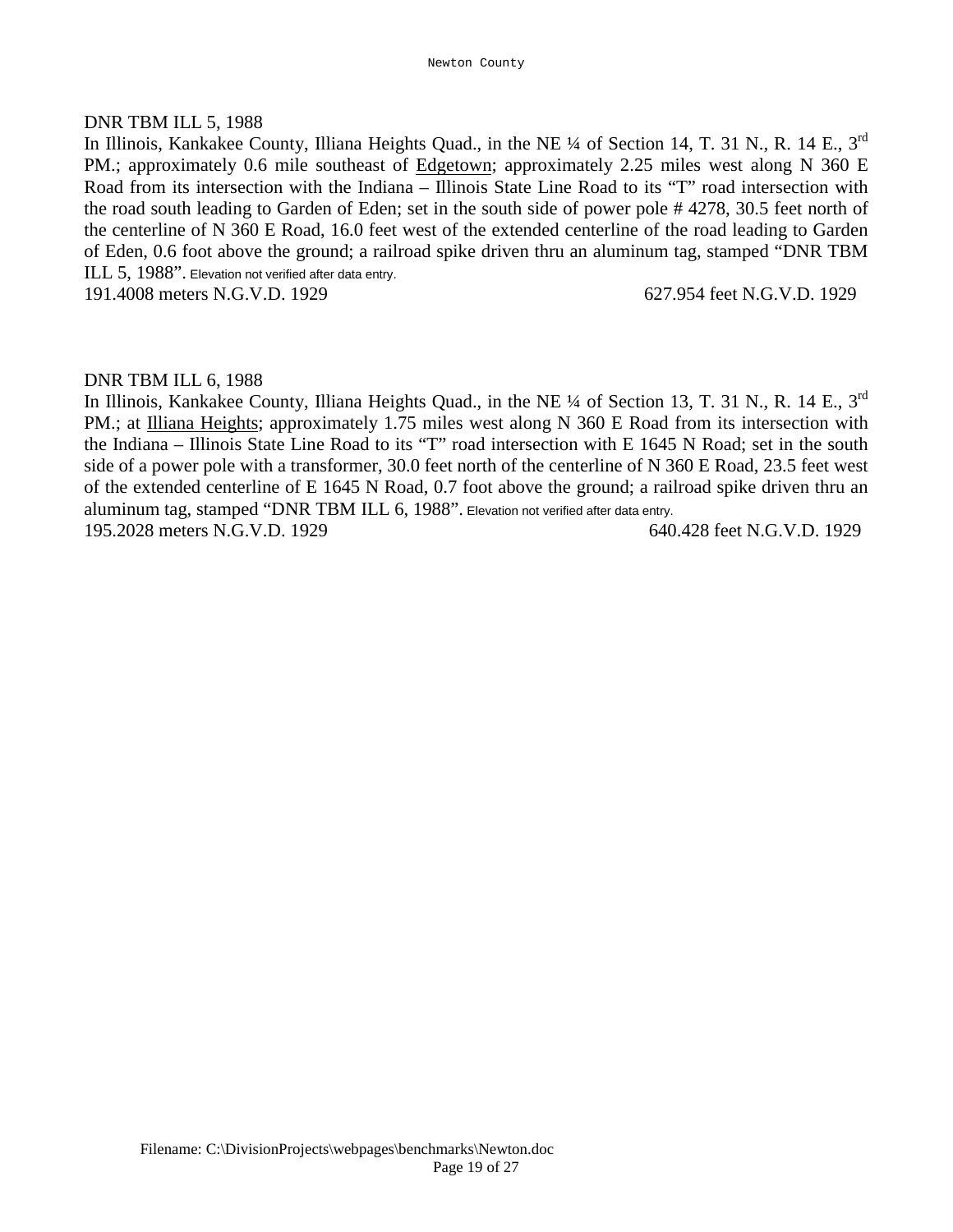DNR TBM ILL 5, 1988

In Illinois, Kankakee County, Illiana Heights Quad., in the NE ¼ of Section 14, T. 31 N., R. 14 E., 3rd PM.; approximately 0.6 mile southeast of Edgetown; approximately 2.25 miles west along N 360 E Road from its intersection with the Indiana – Illinois State Line Road to its "T" road intersection with the road south leading to Garden of Eden; set in the south side of power pole # 4278, 30.5 feet north of the centerline of N 360 E Road, 16.0 feet west of the extended centerline of the road leading to Garden of Eden, 0.6 foot above the ground; a railroad spike driven thru an aluminum tag, stamped "DNR TBM ILL 5, 1988". Elevation not verified after data entry.

191.4008 meters N.G.V.D. 1929 627.954 feet N.G.V.D. 1929

DNR TBM ILL 6, 1988

In Illinois, Kankakee County, Illiana Heights Quad., in the NE ¼ of Section 13, T. 31 N., R. 14 E., 3rd PM.; at Illiana Heights; approximately 1.75 miles west along N 360 E Road from its intersection with the Indiana – Illinois State Line Road to its "T" road intersection with E 1645 N Road; set in the south side of a power pole with a transformer, 30.0 feet north of the centerline of N 360 E Road, 23.5 feet west of the extended centerline of E 1645 N Road, 0.7 foot above the ground; a railroad spike driven thru an aluminum tag, stamped "DNR TBM ILL 6, 1988". Elevation not verified after data entry.

195.2028 meters N.G.V.D. 1929 640.428 feet N.G.V.D. 1929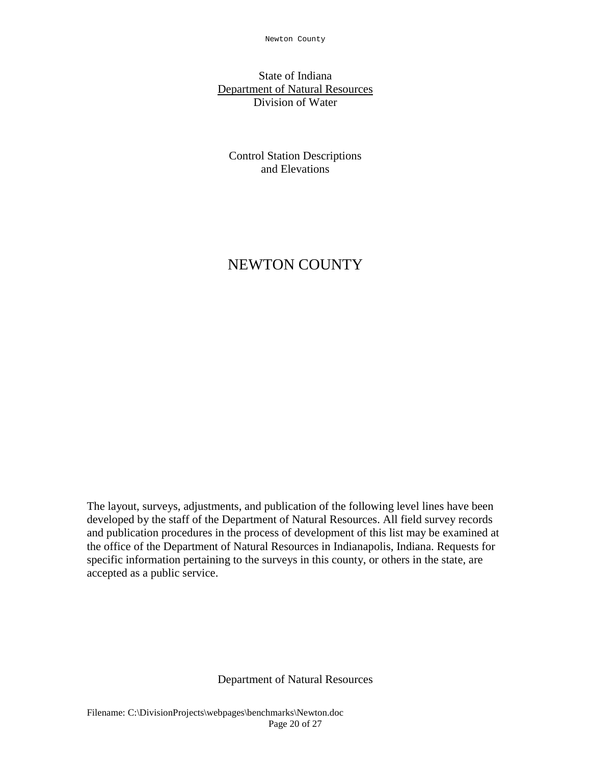State of Indiana
Department of Natural Resources
Division of Water

Control Station Descriptions
and Elevations

# NEWTON COUNTY

The layout, surveys, adjustments, and publication of the following level lines have been developed by the staff of the Department of Natural Resources. All field survey records and publication procedures in the process of development of this list may be examined at the office of the Department of Natural Resources in Indianapolis, Indiana. Requests for specific information pertaining to the surveys in this county, or others in the state, are accepted as a public service.

Department of Natural Resources

Filename: C:\DivisionProjects\webpages\benchmarks\Newton.doc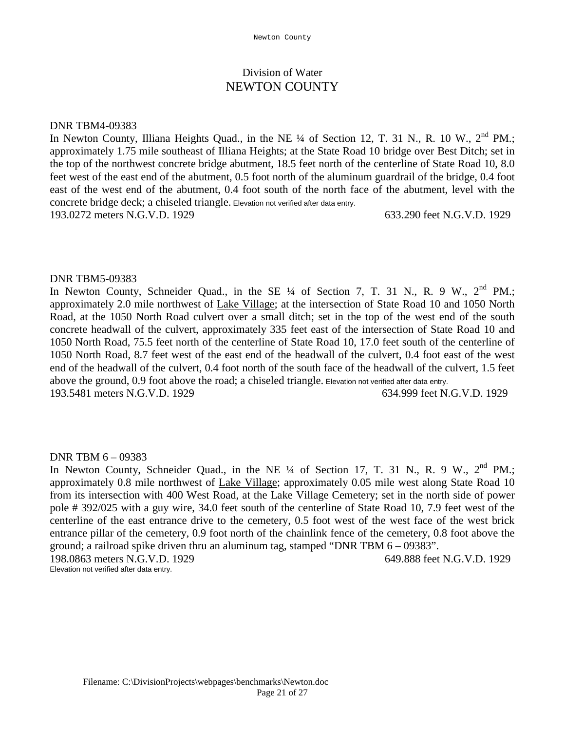# Division of Water

# NEWTON COUNTY

DNR TBM4-09383

In Newton County, Illiana Heights Quad., in the NE ¼ of Section 12, T. 31 N., R. 10 W., 2nd PM.; approximately 1.75 mile southeast of Illiana Heights; at the State Road 10 bridge over Best Ditch; set in the top of the northwest concrete bridge abutment, 18.5 feet north of the centerline of State Road 10, 8.0 feet west of the east end of the abutment, 0.5 foot north of the aluminum guardrail of the bridge, 0.4 foot east of the west end of the abutment, 0.4 foot south of the north face of the abutment, level with the concrete bridge deck; a chiseled triangle. Elevation not verified after data entry.

193.0272 meters N.G.V.D. 1929 633.290 feet N.G.V.D. 1929

DNR TBM5-09383

In Newton County, Schneider Quad., in the SE ¼ of Section 7, T. 31 N., R. 9 W., 2nd PM.; approximately 2.0 mile northwest of Lake Village; at the intersection of State Road 10 and 1050 North Road, at the 1050 North Road culvert over a small ditch; set in the top of the west end of the south concrete headwall of the culvert, approximately 335 feet east of the intersection of State Road 10 and 1050 North Road, 75.5 feet north of the centerline of State Road 10, 17.0 feet south of the centerline of 1050 North Road, 8.7 feet west of the east end of the headwall of the culvert, 0.4 foot east of the west end of the headwall of the culvert, 0.4 foot north of the south face of the headwall of the culvert, 1.5 feet above the ground, 0.9 foot above the road; a chiseled triangle. Elevation not verified after data entry.

193.5481 meters N.G.V.D. 1929 634.999 feet N.G.V.D. 1929

DNR TBM 6 – 09383

In Newton County, Schneider Quad., in the NE ¼ of Section 17, T. 31 N., R. 9 W., 2nd PM.; approximately 0.8 mile northwest of Lake Village; approximately 0.05 mile west along State Road 10 from its intersection with 400 West Road, at the Lake Village Cemetery; set in the north side of power pole # 392/025 with a guy wire, 34.0 feet south of the centerline of State Road 10, 7.9 feet west of the centerline of the east entrance drive to the cemetery, 0.5 foot west of the west face of the west brick entrance pillar of the cemetery, 0.9 foot north of the chainlink fence of the cemetery, 0.8 foot above the ground; a railroad spike driven thru an aluminum tag, stamped "DNR TBM 6 – 09383".

198.0863 meters N.G.V.D. 1929 649.888 feet N.G.V.D. 1929

Elevation not verified after data entry.

Filename: C:\DivisionProjects\webpages\benchmarks\Newton.doc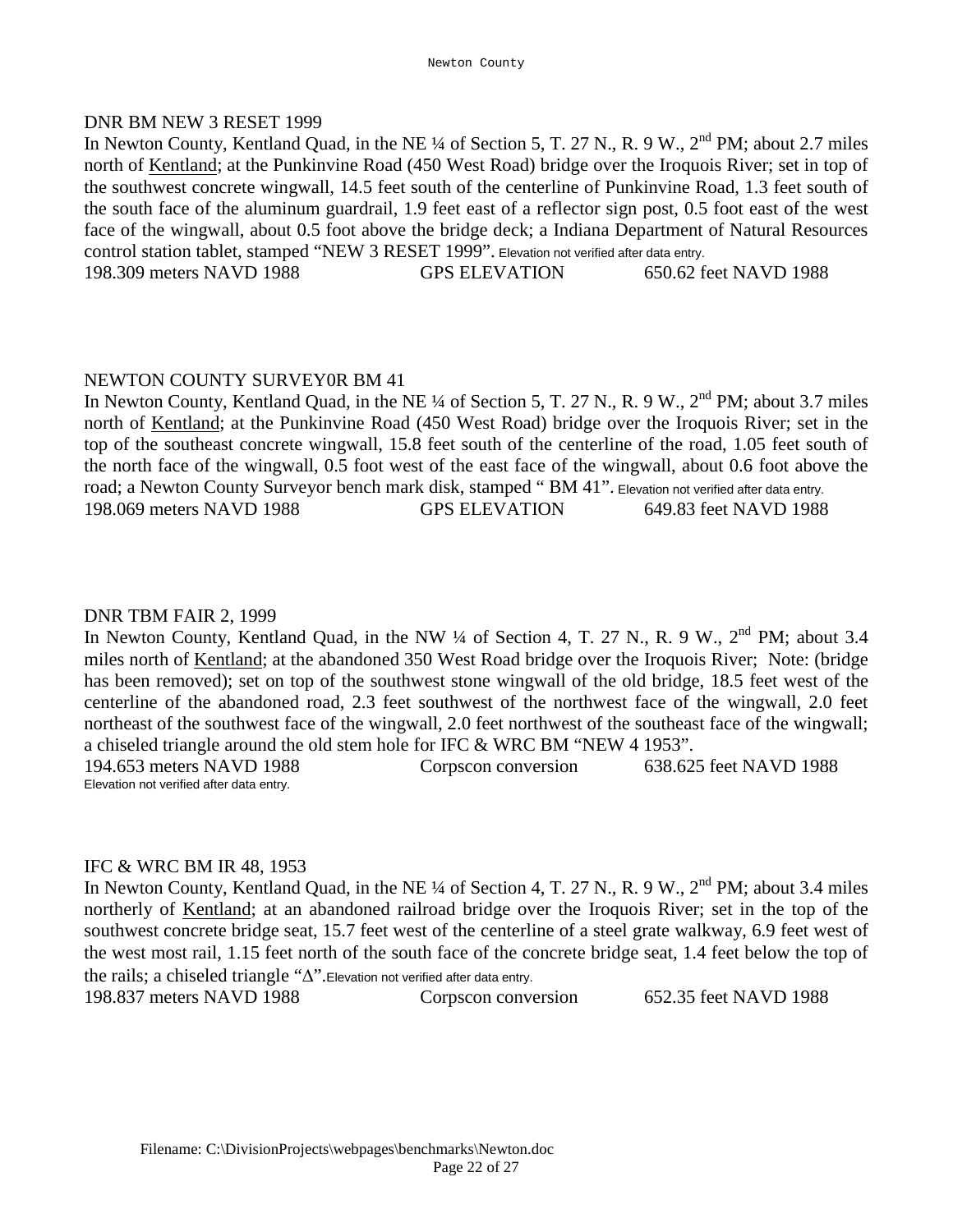DNR BM NEW 3 RESET 1999

In Newton County, Kentland Quad, in the NE ¼ of Section 5, T. 27 N., R. 9 W., 2nd PM; about 2.7 miles north of Kentland; at the Punkinvine Road (450 West Road) bridge over the Iroquois River; set in top of the southwest concrete wingwall, 14.5 feet south of the centerline of Punkinvine Road, 1.3 feet south of the south face of the aluminum guardrail, 1.9 feet east of a reflector sign post, 0.5 foot east of the west face of the wingwall, about 0.5 foot above the bridge deck; a Indiana Department of Natural Resources control station tablet, stamped "NEW 3 RESET 1999". Elevation not verified after data entry.

198.309 meters NAVD 1988 GPS ELEVATION 650.62 feet NAVD 1988

NEWTON COUNTY SURVEY0R BM 41

In Newton County, Kentland Quad, in the NE ¼ of Section 5, T. 27 N., R. 9 W., 2nd PM; about 3.7 miles north of Kentland; at the Punkinvine Road (450 West Road) bridge over the Iroquois River; set in the top of the southeast concrete wingwall, 15.8 feet south of the centerline of the road, 1.05 feet south of the north face of the wingwall, 0.5 foot west of the east face of the wingwall, about 0.6 foot above the road; a Newton County Surveyor bench mark disk, stamped " BM 41". Elevation not verified after data entry.

198.069 meters NAVD 1988 GPS ELEVATION 649.83 feet NAVD 1988

DNR TBM FAIR 2, 1999

In Newton County, Kentland Quad, in the NW ¼ of Section 4, T. 27 N., R. 9 W., 2nd PM; about 3.4 miles north of Kentland; at the abandoned 350 West Road bridge over the Iroquois River; Note: (bridge has been removed); set on top of the southwest stone wingwall of the old bridge, 18.5 feet west of the centerline of the abandoned road, 2.3 feet southwest of the northwest face of the wingwall, 2.0 feet northeast of the southwest face of the wingwall, 2.0 feet northwest of the southeast face of the wingwall; a chiseled triangle around the old stem hole for IFC & WRC BM "NEW 4 1953".

194.653 meters NAVD 1988 Corpscon conversion 638.625 feet NAVD 1988

Elevation not verified after data entry.

IFC & WRC BM IR 48, 1953

In Newton County, Kentland Quad, in the NE ¼ of Section 4, T. 27 N., R. 9 W., 2nd PM; about 3.4 miles northerly of Kentland; at an abandoned railroad bridge over the Iroquois River; set in the top of the southwest concrete bridge seat, 15.7 feet west of the centerline of a steel grate walkway, 6.9 feet west of the west most rail, 1.15 feet north of the south face of the concrete bridge seat, 1.4 feet below the top of the rails; a chiseled triangle "Δ".Elevation not verified after data entry.

198.837 meters NAVD 1988 Corpscon conversion 652.35 feet NAVD 1988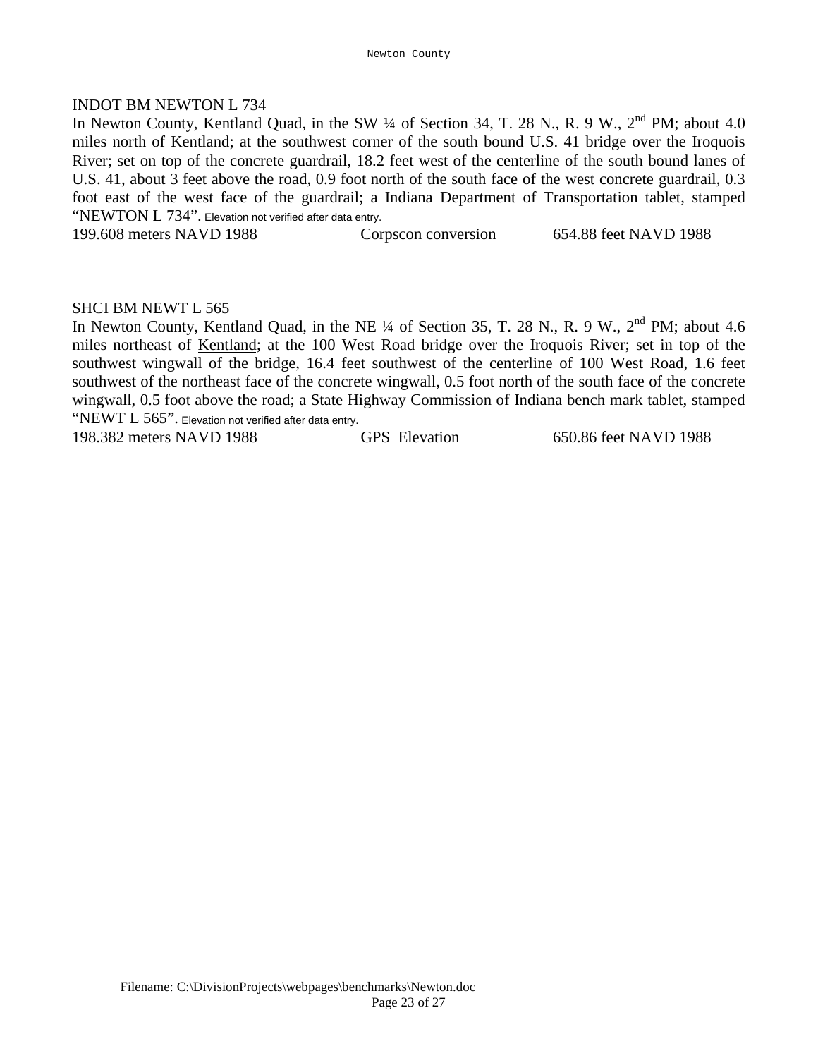INDOT BM NEWTON L 734
In Newton County, Kentland Quad, in the SW ¼ of Section 34, T. 28 N., R. 9 W., 2nd PM; about 4.0 miles north of Kentland; at the southwest corner of the south bound U.S. 41 bridge over the Iroquois River; set on top of the concrete guardrail, 18.2 feet west of the centerline of the south bound lanes of U.S. 41, about 3 feet above the road, 0.9 foot north of the south face of the west concrete guardrail, 0.3 foot east of the west face of the guardrail; a Indiana Department of Transportation tablet, stamped "NEWTON L 734". Elevation not verified after data entry.
199.608 meters NAVD 1988 Corpscon conversion 654.88 feet NAVD 1988

SHCI BM NEWT L 565
In Newton County, Kentland Quad, in the NE ¼ of Section 35, T. 28 N., R. 9 W., 2nd PM; about 4.6 miles northeast of Kentland; at the 100 West Road bridge over the Iroquois River; set in top of the southwest wingwall of the bridge, 16.4 feet southwest of the centerline of 100 West Road, 1.6 feet southwest of the northeast face of the concrete wingwall, 0.5 foot north of the south face of the concrete wingwall, 0.5 foot above the road; a State Highway Commission of Indiana bench mark tablet, stamped "NEWT L 565". Elevation not verified after data entry.
198.382 meters NAVD 1988 GPS Elevation 650.86 feet NAVD 1988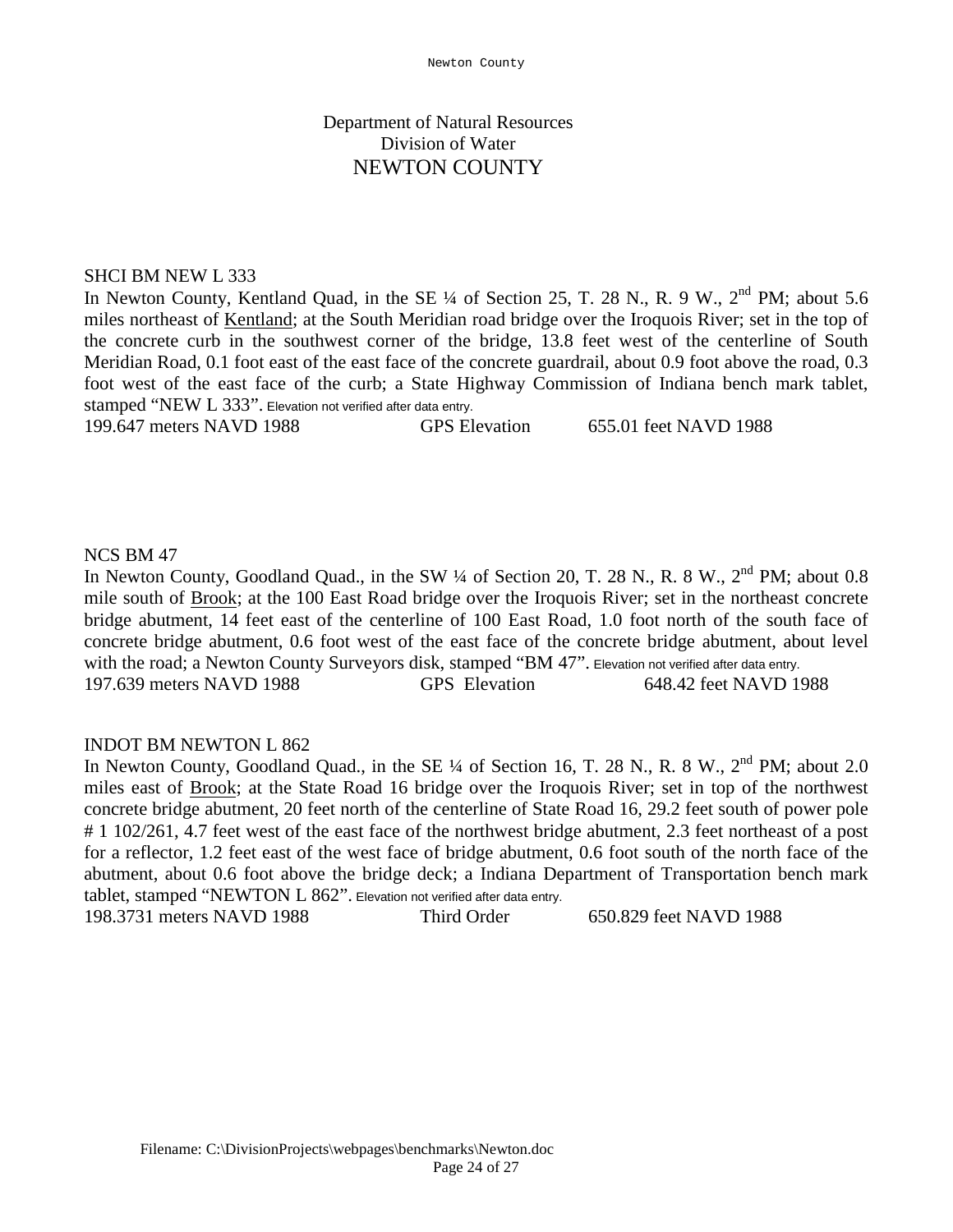# Department of Natural Resources
## Division of Water
## NEWTON COUNTY

SHCI BM NEW L 333

In Newton County, Kentland Quad, in the SE ¼ of Section 25, T. 28 N., R. 9 W., 2nd PM; about 5.6 miles northeast of Kentland; at the South Meridian road bridge over the Iroquois River; set in the top of the concrete curb in the southwest corner of the bridge, 13.8 feet west of the centerline of South Meridian Road, 0.1 foot east of the east face of the concrete guardrail, about 0.9 foot above the road, 0.3 foot west of the east face of the curb; a State Highway Commission of Indiana bench mark tablet, stamped "NEW L 333". Elevation not verified after data entry.

199.647 meters NAVD 1988 GPS Elevation 655.01 feet NAVD 1988

NCS BM 47

In Newton County, Goodland Quad., in the SW ¼ of Section 20, T. 28 N., R. 8 W., 2nd PM; about 0.8 mile south of Brook; at the 100 East Road bridge over the Iroquois River; set in the northeast concrete bridge abutment, 14 feet east of the centerline of 100 East Road, 1.0 foot north of the south face of concrete bridge abutment, 0.6 foot west of the east face of the concrete bridge abutment, about level with the road; a Newton County Surveyors disk, stamped "BM 47". Elevation not verified after data entry.

197.639 meters NAVD 1988 GPS Elevation 648.42 feet NAVD 1988

INDOT BM NEWTON L 862

In Newton County, Goodland Quad., in the SE ¼ of Section 16, T. 28 N., R. 8 W., 2nd PM; about 2.0 miles east of Brook; at the State Road 16 bridge over the Iroquois River; set in top of the northwest concrete bridge abutment, 20 feet north of the centerline of State Road 16, 29.2 feet south of power pole # 1 102/261, 4.7 feet west of the east face of the northwest bridge abutment, 2.3 feet northeast of a post for a reflector, 1.2 feet east of the west face of bridge abutment, 0.6 foot south of the north face of the abutment, about 0.6 foot above the bridge deck; a Indiana Department of Transportation bench mark tablet, stamped "NEWTON L 862". Elevation not verified after data entry.

198.3731 meters NAVD 1988 Third Order 650.829 feet NAVD 1988

Filename: C:\DivisionProjects\webpages\benchmarks\Newton.doc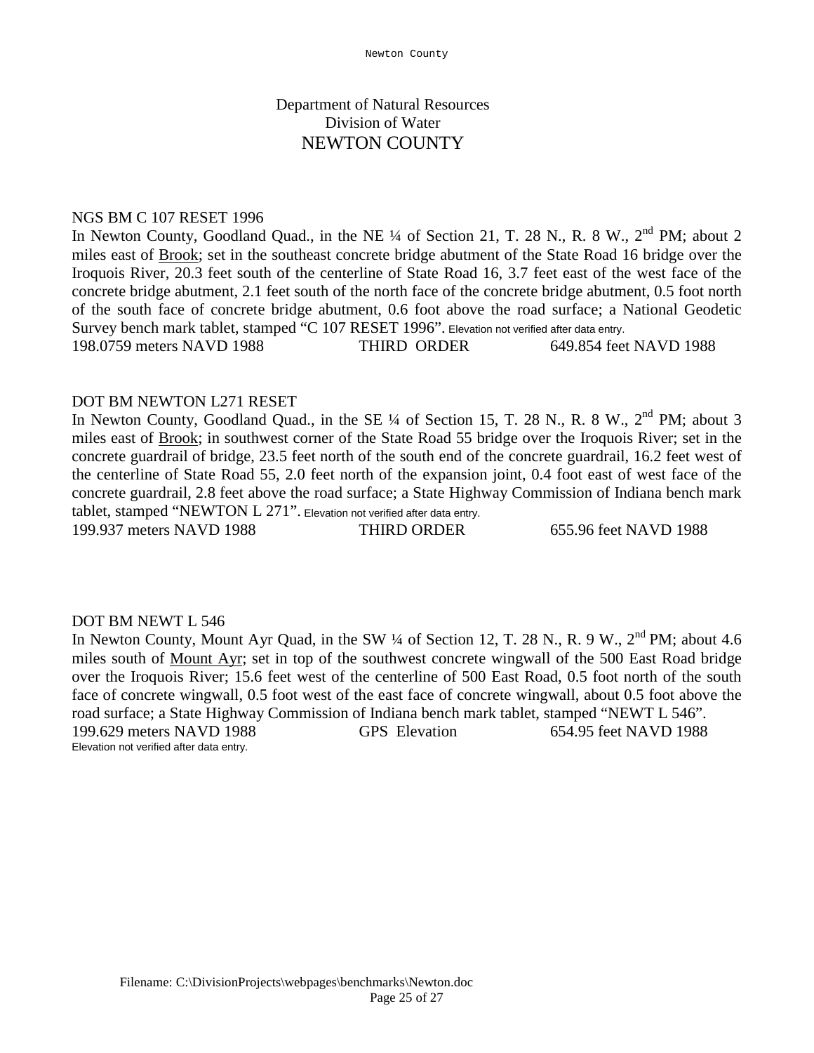# Department of Natural Resources
## Division of Water
## NEWTON COUNTY

NGS BM C 107 RESET 1996

In Newton County, Goodland Quad., in the NE ¼ of Section 21, T. 28 N., R. 8 W., 2nd PM; about 2 miles east of Brook; set in the southeast concrete bridge abutment of the State Road 16 bridge over the Iroquois River, 20.3 feet south of the centerline of State Road 16, 3.7 feet east of the west face of the concrete bridge abutment, 2.1 feet south of the north face of the concrete bridge abutment, 0.5 foot north of the south face of concrete bridge abutment, 0.6 foot above the road surface; a National Geodetic Survey bench mark tablet, stamped “C 107 RESET 1996”. Elevation not verified after data entry.

198.0759 meters NAVD 1988 THIRD ORDER 649.854 feet NAVD 1988

DOT BM NEWTON L271 RESET

In Newton County, Goodland Quad., in the SE ¼ of Section 15, T. 28 N., R. 8 W., 2nd PM; about 3 miles east of Brook; in southwest corner of the State Road 55 bridge over the Iroquois River; set in the concrete guardrail of bridge, 23.5 feet north of the south end of the concrete guardrail, 16.2 feet west of the centerline of State Road 55, 2.0 feet north of the expansion joint, 0.4 foot east of west face of the concrete guardrail, 2.8 feet above the road surface; a State Highway Commission of Indiana bench mark tablet, stamped “NEWTON L 271”. Elevation not verified after data entry.

199.937 meters NAVD 1988 THIRD ORDER 655.96 feet NAVD 1988

DOT BM NEWT L 546

In Newton County, Mount Ayr Quad, in the SW ¼ of Section 12, T. 28 N., R. 9 W., 2nd PM; about 4.6 miles south of Mount Ayr; set in top of the southwest concrete wingwall of the 500 East Road bridge over the Iroquois River; 15.6 feet west of the centerline of 500 East Road, 0.5 foot north of the south face of concrete wingwall, 0.5 foot west of the east face of concrete wingwall, about 0.5 foot above the road surface; a State Highway Commission of Indiana bench mark tablet, stamped “NEWT L 546”.

199.629 meters NAVD 1988 GPS Elevation 654.95 feet NAVD 1988

Elevation not verified after data entry.

Filename: C:\DivisionProjects\webpages\benchmarks\Newton.doc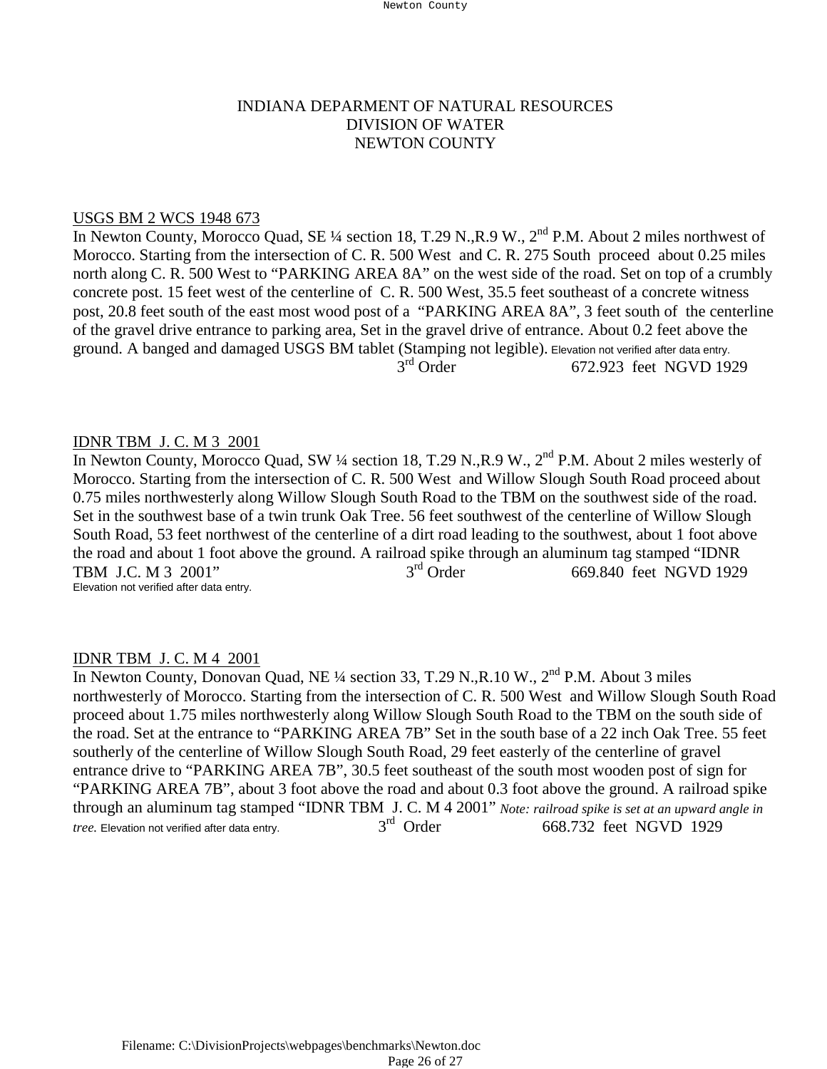INDIANA DEPARMENT OF NATURAL RESOURCES
DIVISION OF WATER
NEWTON COUNTY

USGS BM 2 WCS 1948 673

In Newton County, Morocco Quad, SE ¼ section 18, T.29 N.,R.9 W., 2nd P.M. About 2 miles northwest of Morocco. Starting from the intersection of C. R. 500 West and C. R. 275 South proceed about 0.25 miles north along C. R. 500 West to "PARKING AREA 8A" on the west side of the road. Set on top of a crumbly concrete post. 15 feet west of the centerline of C. R. 500 West, 35.5 feet southeast of a concrete witness post, 20.8 feet south of the east most wood post of a "PARKING AREA 8A", 3 feet south of the centerline of the gravel drive entrance to parking area, Set in the gravel drive of entrance. About 0.2 feet above the ground. A banged and damaged USGS BM tablet (Stamping not legible). Elevation not verified after data entry.

3rd Order 672.923 feet NGVD 1929

IDNR TBM J. C. M 3 2001

In Newton County, Morocco Quad, SW ¼ section 18, T.29 N.,R.9 W., 2nd P.M. About 2 miles westerly of Morocco. Starting from the intersection of C. R. 500 West and Willow Slough South Road proceed about 0.75 miles northwesterly along Willow Slough South Road to the TBM on the southwest side of the road. Set in the southwest base of a twin trunk Oak Tree. 56 feet southwest of the centerline of Willow Slough South Road, 53 feet northwest of the centerline of a dirt road leading to the southwest, about 1 foot above the road and about 1 foot above the ground. A railroad spike through an aluminum tag stamped "IDNR TBM J.C. M 3 2001" 3rd Order 669.840 feet NGVD 1929

Elevation not verified after data entry.

IDNR TBM J. C. M 4 2001

In Newton County, Donovan Quad, NE ¼ section 33, T.29 N.,R.10 W., 2nd P.M. About 3 miles northwesterly of Morocco. Starting from the intersection of C. R. 500 West and Willow Slough South Road proceed about 1.75 miles northwesterly along Willow Slough South Road to the TBM on the south side of the road. Set at the entrance to "PARKING AREA 7B" Set in the south base of a 22 inch Oak Tree. 55 feet southerly of the centerline of Willow Slough South Road, 29 feet easterly of the centerline of gravel entrance drive to "PARKING AREA 7B", 30.5 feet southeast of the south most wooden post of sign for "PARKING AREA 7B", about 3 foot above the road and about 0.3 foot above the ground. A railroad spike through an aluminum tag stamped "IDNR TBM J. C. M 4 2001" *Note: railroad spike is set at an upward angle in tree.* Elevation not verified after data entry. 3rd Order 668.732 feet NGVD 1929

Filename: C:\DivisionProjects\webpages\benchmarks\Newton.doc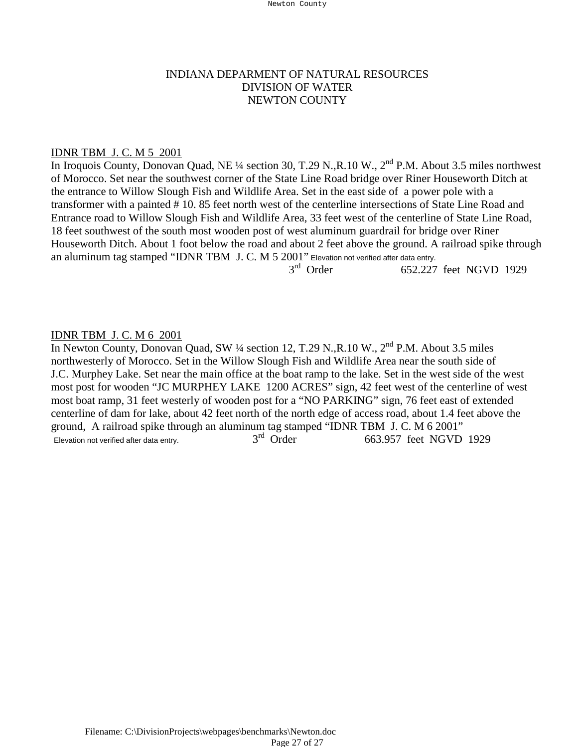# INDIANA DEPARMENT OF NATURAL RESOURCES
# DIVISION OF WATER
# NEWTON COUNTY

IDNR TBM J. C. M 5 2001

In Iroquois County, Donovan Quad, NE ¼ section 30, T.29 N.,R.10 W., 2nd P.M. About 3.5 miles northwest of Morocco. Set near the southwest corner of the State Line Road bridge over Riner Houseworth Ditch at the entrance to Willow Slough Fish and Wildlife Area. Set in the east side of a power pole with a transformer with a painted # 10. 85 feet north west of the centerline intersections of State Line Road and Entrance road to Willow Slough Fish and Wildlife Area, 33 feet west of the centerline of State Line Road, 18 feet southwest of the south most wooden post of west aluminum guardrail for bridge over Riner Houseworth Ditch. About 1 foot below the road and about 2 feet above the ground. A railroad spike through an aluminum tag stamped "IDNR TBM J. C. M 5 2001" Elevation not verified after data entry.

3rd Order 652.227 feet NGVD 1929

IDNR TBM J. C. M 6 2001

In Newton County, Donovan Quad, SW ¼ section 12, T.29 N.,R.10 W., 2nd P.M. About 3.5 miles northwesterly of Morocco. Set in the Willow Slough Fish and Wildlife Area near the south side of J.C. Murphey Lake. Set near the main office at the boat ramp to the lake. Set in the west side of the west most post for wooden "JC MURPHEY LAKE 1200 ACRES" sign, 42 feet west of the centerline of west most boat ramp, 31 feet westerly of wooden post for a "NO PARKING" sign, 76 feet east of extended centerline of dam for lake, about 42 feet north of the north edge of access road, about 1.4 feet above the ground, A railroad spike through an aluminum tag stamped "IDNR TBM J. C. M 6 2001"

Elevation not verified after data entry. 3rd Order 663.957 feet NGVD 1929

Filename: C:\DivisionProjects\webpages\benchmarks\Newton.doc